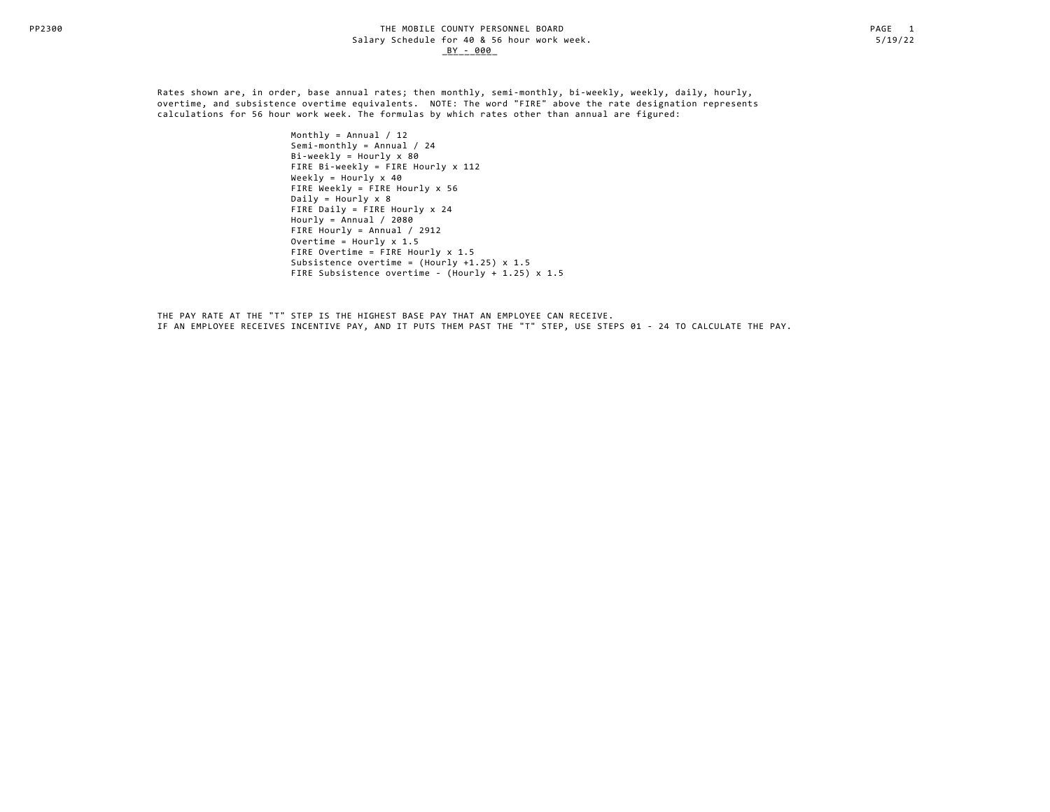# THE MOBILE COUNTY PERSONNEL BOARD

Salary Schedule for 40 & 56 hour work week.

BY - 000

Rates shown are, in order, base annual rates; then monthly, semi-monthly, bi-weekly, weekly, daily, hourly, overtime, and subsistence overtime equivalents. NOTE: The word "FIRE" above the rate designation represents calculations for 56 hour work week. The formulas by which rates other than annual are figured:

Monthly = Annual / 12
Semi-monthly = Annual / 24
Bi-weekly = Hourly x 80
FIRE Bi-weekly = FIRE Hourly x 112
Weekly = Hourly x 40
FIRE Weekly = FIRE Hourly x 56
Daily = Hourly x 8
FIRE Daily = FIRE Hourly x 24
Hourly = Annual / 2080
FIRE Hourly = Annual / 2912
Overtime = Hourly x 1.5
FIRE Overtime = FIRE Hourly x 1.5
Subsistence overtime = (Hourly +1.25) x 1.5
FIRE Subsistence overtime - (Hourly + 1.25) x 1.5

THE PAY RATE AT THE "T" STEP IS THE HIGHEST BASE PAY THAT AN EMPLOYEE CAN RECEIVE.
IF AN EMPLOYEE RECEIVES INCENTIVE PAY, AND IT PUTS THEM PAST THE "T" STEP, USE STEPS 01 - 24 TO CALCULATE THE PAY.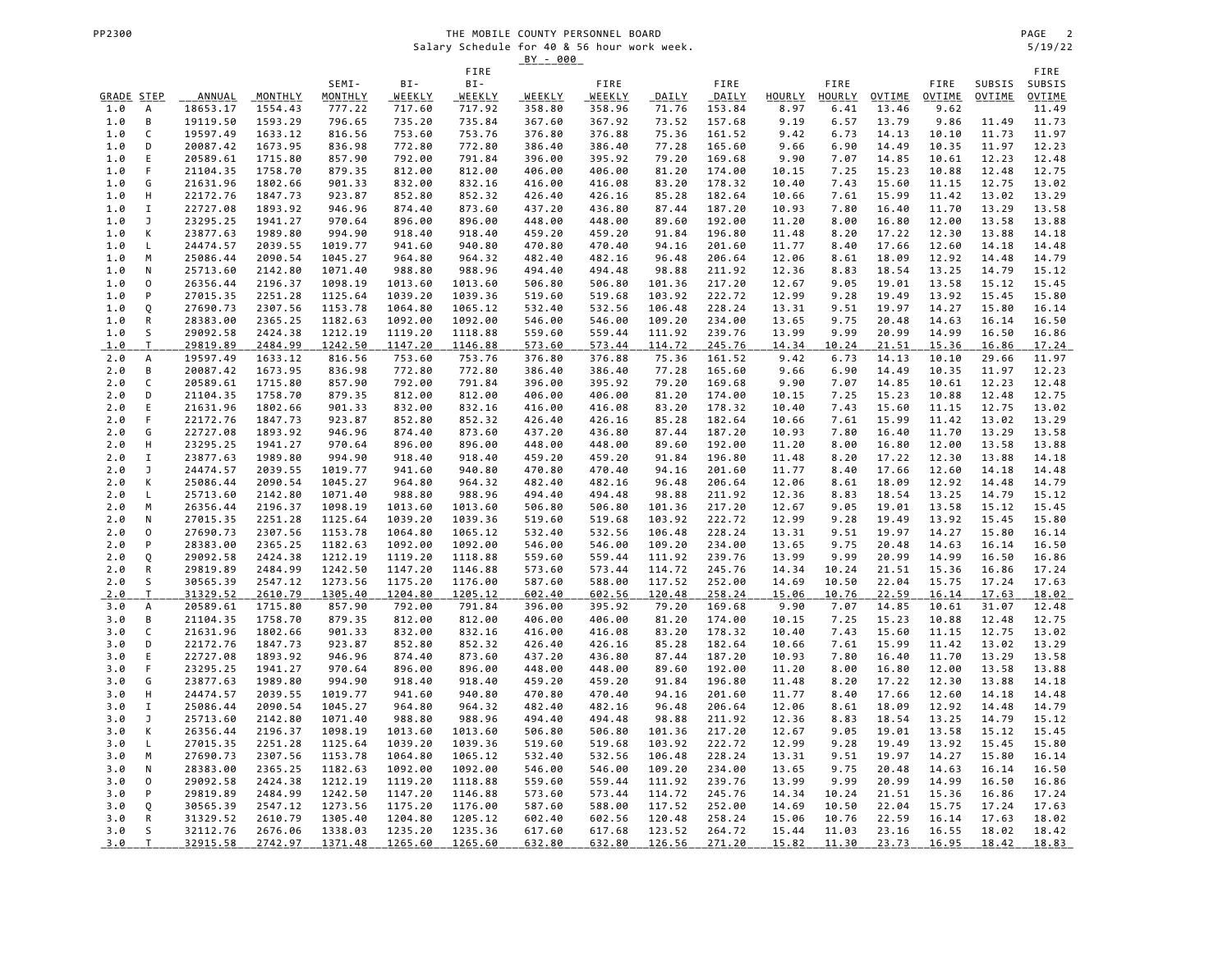THE MOBILE COUNTY PERSONNEL BOARD

Salary Schedule for 40 & 56 hour work week.

BY - 000

| GRADE | STEP | ANNUAL | MONTHLY | SEMI-MONTHLY | BI-WEEKLY | FIRE BI-WEEKLY | WEEKLY | FIRE WEEKLY | DAILY | FIRE DAILY | HOURLY | FIRE HOURLY | OVTIME | FIRE OVTIME | SUBSIS OVTIME | FIRE SUBSIS OVTIME |
|---|---|---|---|---|---|---|---|---|---|---|---|---|---|---|---|---|
| 1.0 | A | 18653.17 | 1554.43 | 777.22 | 717.60 | 717.92 | 358.80 | 358.96 | 71.76 | 153.84 | 8.97 | 6.41 | 13.46 | 9.62 | | 11.49 |
| 1.0 | B | 19119.50 | 1593.29 | 796.65 | 735.20 | 735.84 | 367.60 | 367.92 | 73.52 | 157.68 | 9.19 | 6.57 | 13.79 | 9.86 | 11.49 | 11.73 |
| 1.0 | C | 19597.49 | 1633.12 | 816.56 | 753.60 | 753.76 | 376.80 | 376.88 | 75.36 | 161.52 | 9.42 | 6.73 | 14.13 | 10.10 | 11.73 | 11.97 |
| 1.0 | D | 20087.42 | 1673.95 | 836.98 | 772.80 | 772.80 | 386.40 | 386.40 | 77.28 | 165.60 | 9.66 | 6.90 | 14.49 | 10.35 | 11.97 | 12.23 |
| 1.0 | E | 20589.61 | 1715.80 | 857.90 | 792.00 | 791.84 | 396.00 | 395.92 | 79.20 | 169.68 | 9.90 | 7.07 | 14.85 | 10.61 | 12.23 | 12.48 |
| 1.0 | F | 21104.35 | 1758.70 | 879.35 | 812.00 | 812.00 | 406.00 | 406.00 | 81.20 | 174.00 | 10.15 | 7.25 | 15.23 | 10.88 | 12.48 | 12.75 |
| 1.0 | G | 21631.96 | 1802.66 | 901.33 | 832.00 | 832.16 | 416.00 | 416.08 | 83.20 | 178.32 | 10.40 | 7.43 | 15.60 | 11.15 | 12.75 | 13.02 |
| 1.0 | H | 22172.76 | 1847.73 | 923.87 | 852.80 | 852.32 | 426.40 | 426.16 | 85.28 | 182.64 | 10.66 | 7.61 | 15.99 | 11.42 | 13.02 | 13.29 |
| 1.0 | I | 22727.08 | 1893.92 | 946.96 | 874.40 | 873.60 | 437.20 | 436.80 | 87.44 | 187.20 | 10.93 | 7.80 | 16.40 | 11.70 | 13.29 | 13.58 |
| 1.0 | J | 23295.25 | 1941.27 | 970.64 | 896.00 | 896.00 | 448.00 | 448.00 | 89.60 | 192.00 | 11.20 | 8.00 | 16.80 | 12.00 | 13.58 | 13.88 |
| 1.0 | K | 23877.63 | 1989.80 | 994.90 | 918.40 | 918.40 | 459.20 | 459.20 | 91.84 | 196.80 | 11.48 | 8.20 | 17.22 | 12.30 | 13.88 | 14.18 |
| 1.0 | L | 24474.57 | 2039.55 | 1019.77 | 941.60 | 940.80 | 470.80 | 470.40 | 94.16 | 201.60 | 11.77 | 8.40 | 17.66 | 12.60 | 14.18 | 14.48 |
| 1.0 | M | 25086.44 | 2090.54 | 1045.27 | 964.80 | 964.32 | 482.40 | 482.16 | 96.48 | 206.64 | 12.06 | 8.61 | 18.09 | 12.92 | 14.48 | 14.79 |
| 1.0 | N | 25713.60 | 2142.80 | 1071.40 | 988.80 | 988.96 | 494.40 | 494.48 | 98.88 | 211.92 | 12.36 | 8.83 | 18.54 | 13.25 | 14.79 | 15.12 |
| 1.0 | O | 26356.44 | 2196.37 | 1098.19 | 1013.60 | 1013.60 | 506.80 | 506.80 | 101.36 | 217.20 | 12.67 | 9.05 | 19.01 | 13.58 | 15.12 | 15.45 |
| 1.0 | P | 27015.35 | 2251.28 | 1125.64 | 1039.20 | 1039.36 | 519.60 | 519.68 | 103.92 | 222.72 | 12.99 | 9.28 | 19.49 | 13.92 | 15.45 | 15.80 |
| 1.0 | Q | 27690.73 | 2307.56 | 1153.78 | 1064.80 | 1065.12 | 532.40 | 532.56 | 106.48 | 228.24 | 13.31 | 9.51 | 19.97 | 14.27 | 15.80 | 16.14 |
| 1.0 | R | 28383.00 | 2365.25 | 1182.63 | 1092.00 | 1092.00 | 546.00 | 546.00 | 109.20 | 234.00 | 13.65 | 9.75 | 20.48 | 14.63 | 16.14 | 16.50 |
| 1.0 | S | 29092.58 | 2424.38 | 1212.19 | 1119.20 | 1118.88 | 559.60 | 559.44 | 111.92 | 239.76 | 13.99 | 9.99 | 20.99 | 14.99 | 16.50 | 16.86 |
| 1.0 | T | 29819.89 | 2484.99 | 1242.50 | 1147.20 | 1146.88 | 573.60 | 573.44 | 114.72 | 245.76 | 14.34 | 10.24 | 21.51 | 15.36 | 16.86 | 17.24 |
| 2.0 | A | 19597.49 | 1633.12 | 816.56 | 753.60 | 753.76 | 376.80 | 376.88 | 75.36 | 161.52 | 9.42 | 6.73 | 14.13 | 10.10 | 29.66 | 11.97 |
| 2.0 | B | 20087.42 | 1673.95 | 836.98 | 772.80 | 772.80 | 386.40 | 386.40 | 77.28 | 165.60 | 9.66 | 6.90 | 14.49 | 10.35 | 11.97 | 12.23 |
| 2.0 | C | 20589.61 | 1715.80 | 857.90 | 792.00 | 791.84 | 396.00 | 395.92 | 79.20 | 169.68 | 9.90 | 7.07 | 14.85 | 10.61 | 12.23 | 12.48 |
| 2.0 | D | 21104.35 | 1758.70 | 879.35 | 812.00 | 812.00 | 406.00 | 406.00 | 81.20 | 174.00 | 10.15 | 7.25 | 15.23 | 10.88 | 12.48 | 12.75 |
| 2.0 | E | 21631.96 | 1802.66 | 901.33 | 832.00 | 832.16 | 416.00 | 416.08 | 83.20 | 178.32 | 10.40 | 7.43 | 15.60 | 11.15 | 12.75 | 13.02 |
| 2.0 | F | 22172.76 | 1847.73 | 923.87 | 852.80 | 852.32 | 426.40 | 426.16 | 85.28 | 182.64 | 10.66 | 7.61 | 15.99 | 11.42 | 13.02 | 13.29 |
| 2.0 | G | 22727.08 | 1893.92 | 946.96 | 874.40 | 873.60 | 437.20 | 436.80 | 87.44 | 187.20 | 10.93 | 7.80 | 16.40 | 11.70 | 13.29 | 13.58 |
| 2.0 | H | 23295.25 | 1941.27 | 970.64 | 896.00 | 896.00 | 448.00 | 448.00 | 89.60 | 192.00 | 11.20 | 8.00 | 16.80 | 12.00 | 13.58 | 13.88 |
| 2.0 | I | 23877.63 | 1989.80 | 994.90 | 918.40 | 918.40 | 459.20 | 459.20 | 91.84 | 196.80 | 11.48 | 8.20 | 17.22 | 12.30 | 13.88 | 14.18 |
| 2.0 | J | 24474.57 | 2039.55 | 1019.77 | 941.60 | 940.80 | 470.80 | 470.40 | 94.16 | 201.60 | 11.77 | 8.40 | 17.66 | 12.60 | 14.18 | 14.48 |
| 2.0 | K | 25086.44 | 2090.54 | 1045.27 | 964.80 | 964.32 | 482.40 | 482.16 | 96.48 | 206.64 | 12.06 | 8.61 | 18.09 | 12.92 | 14.48 | 14.79 |
| 2.0 | L | 25713.60 | 2142.80 | 1071.40 | 988.80 | 988.96 | 494.40 | 494.48 | 98.88 | 211.92 | 12.36 | 8.83 | 18.54 | 13.25 | 14.79 | 15.12 |
| 2.0 | M | 26356.44 | 2196.37 | 1098.19 | 1013.60 | 1013.60 | 506.80 | 506.80 | 101.36 | 217.20 | 12.67 | 9.05 | 19.01 | 13.58 | 15.12 | 15.45 |
| 2.0 | N | 27015.35 | 2251.28 | 1125.64 | 1039.20 | 1039.36 | 519.60 | 519.68 | 103.92 | 222.72 | 12.99 | 9.28 | 19.49 | 13.92 | 15.45 | 15.80 |
| 2.0 | O | 27690.73 | 2307.56 | 1153.78 | 1064.80 | 1065.12 | 532.40 | 532.56 | 106.48 | 228.24 | 13.31 | 9.51 | 19.97 | 14.27 | 15.80 | 16.14 |
| 2.0 | P | 28383.00 | 2365.25 | 1182.63 | 1092.00 | 1092.00 | 546.00 | 546.00 | 109.20 | 234.00 | 13.65 | 9.75 | 20.48 | 14.63 | 16.14 | 16.50 |
| 2.0 | Q | 29092.58 | 2424.38 | 1212.19 | 1119.20 | 1118.88 | 559.60 | 559.44 | 111.92 | 239.76 | 13.99 | 9.99 | 20.99 | 14.99 | 16.50 | 16.86 |
| 2.0 | R | 29819.89 | 2484.99 | 1242.50 | 1147.20 | 1146.88 | 573.60 | 573.44 | 114.72 | 245.76 | 14.34 | 10.24 | 21.51 | 15.36 | 16.86 | 17.24 |
| 2.0 | S | 30565.39 | 2547.12 | 1273.56 | 1175.20 | 1176.00 | 587.60 | 588.00 | 117.52 | 252.00 | 14.69 | 10.50 | 22.04 | 15.75 | 17.24 | 17.63 |
| 2.0 | T | 31329.52 | 2610.79 | 1305.40 | 1204.80 | 1205.12 | 602.40 | 602.56 | 120.48 | 258.24 | 15.06 | 10.76 | 22.59 | 16.14 | 17.63 | 18.02 |
| 3.0 | A | 20589.61 | 1715.80 | 857.90 | 792.00 | 791.84 | 396.00 | 395.92 | 79.20 | 169.68 | 9.90 | 7.07 | 14.85 | 10.61 | 31.07 | 12.48 |
| 3.0 | B | 21104.35 | 1758.70 | 879.35 | 812.00 | 812.00 | 406.00 | 406.00 | 81.20 | 174.00 | 10.15 | 7.25 | 15.23 | 10.88 | 12.48 | 12.75 |
| 3.0 | C | 21631.96 | 1802.66 | 901.33 | 832.00 | 832.16 | 416.00 | 416.08 | 83.20 | 178.32 | 10.40 | 7.43 | 15.60 | 11.15 | 12.75 | 13.02 |
| 3.0 | D | 22172.76 | 1847.73 | 923.87 | 852.80 | 852.32 | 426.40 | 426.16 | 85.28 | 182.64 | 10.66 | 7.61 | 15.99 | 11.42 | 13.02 | 13.29 |
| 3.0 | E | 22727.08 | 1893.92 | 946.96 | 874.40 | 873.60 | 437.20 | 436.80 | 87.44 | 187.20 | 10.93 | 7.80 | 16.40 | 11.70 | 13.29 | 13.58 |
| 3.0 | F | 23295.25 | 1941.27 | 970.64 | 896.00 | 896.00 | 448.00 | 448.00 | 89.60 | 192.00 | 11.20 | 8.00 | 16.80 | 12.00 | 13.58 | 13.88 |
| 3.0 | G | 23877.63 | 1989.80 | 994.90 | 918.40 | 918.40 | 459.20 | 459.20 | 91.84 | 196.80 | 11.48 | 8.20 | 17.22 | 12.30 | 13.88 | 14.18 |
| 3.0 | H | 24474.57 | 2039.55 | 1019.77 | 941.60 | 940.80 | 470.80 | 470.40 | 94.16 | 201.60 | 11.77 | 8.40 | 17.66 | 12.60 | 14.18 | 14.48 |
| 3.0 | I | 25086.44 | 2090.54 | 1045.27 | 964.80 | 964.32 | 482.40 | 482.16 | 96.48 | 206.64 | 12.06 | 8.61 | 18.09 | 12.92 | 14.48 | 14.79 |
| 3.0 | J | 25713.60 | 2142.80 | 1071.40 | 988.80 | 988.96 | 494.40 | 494.48 | 98.88 | 211.92 | 12.36 | 8.83 | 18.54 | 13.25 | 14.79 | 15.12 |
| 3.0 | K | 26356.44 | 2196.37 | 1098.19 | 1013.60 | 1013.60 | 506.80 | 506.80 | 101.36 | 217.20 | 12.67 | 9.05 | 19.01 | 13.58 | 15.12 | 15.45 |
| 3.0 | L | 27015.35 | 2251.28 | 1125.64 | 1039.20 | 1039.36 | 519.60 | 519.68 | 103.92 | 222.72 | 12.99 | 9.28 | 19.49 | 13.92 | 15.45 | 15.80 |
| 3.0 | M | 27690.73 | 2307.56 | 1153.78 | 1064.80 | 1065.12 | 532.40 | 532.56 | 106.48 | 228.24 | 13.31 | 9.51 | 19.97 | 14.27 | 15.80 | 16.14 |
| 3.0 | N | 28383.00 | 2365.25 | 1182.63 | 1092.00 | 1092.00 | 546.00 | 546.00 | 109.20 | 234.00 | 13.65 | 9.75 | 20.48 | 14.63 | 16.14 | 16.50 |
| 3.0 | O | 29092.58 | 2424.38 | 1212.19 | 1119.20 | 1118.88 | 559.60 | 559.44 | 111.92 | 239.76 | 13.99 | 9.99 | 20.99 | 14.99 | 16.50 | 16.86 |
| 3.0 | P | 29819.89 | 2484.99 | 1242.50 | 1147.20 | 1146.88 | 573.60 | 573.44 | 114.72 | 245.76 | 14.34 | 10.24 | 21.51 | 15.36 | 16.86 | 17.24 |
| 3.0 | Q | 30565.39 | 2547.12 | 1273.56 | 1175.20 | 1176.00 | 587.60 | 588.00 | 117.52 | 252.00 | 14.69 | 10.50 | 22.04 | 15.75 | 17.24 | 17.63 |
| 3.0 | R | 31329.52 | 2610.79 | 1305.40 | 1204.80 | 1205.12 | 602.40 | 602.56 | 120.48 | 258.24 | 15.06 | 10.76 | 22.59 | 16.14 | 17.63 | 18.02 |
| 3.0 | S | 32112.76 | 2676.06 | 1338.03 | 1235.20 | 1235.36 | 617.60 | 617.68 | 123.52 | 264.72 | 15.44 | 11.03 | 23.16 | 16.55 | 18.02 | 18.42 |
| 3.0 | T | 32915.58 | 2742.97 | 1371.48 | 1265.60 | 1265.60 | 632.80 | 632.80 | 126.56 | 271.20 | 15.82 | 11.30 | 23.73 | 16.95 | 18.42 | 18.83 |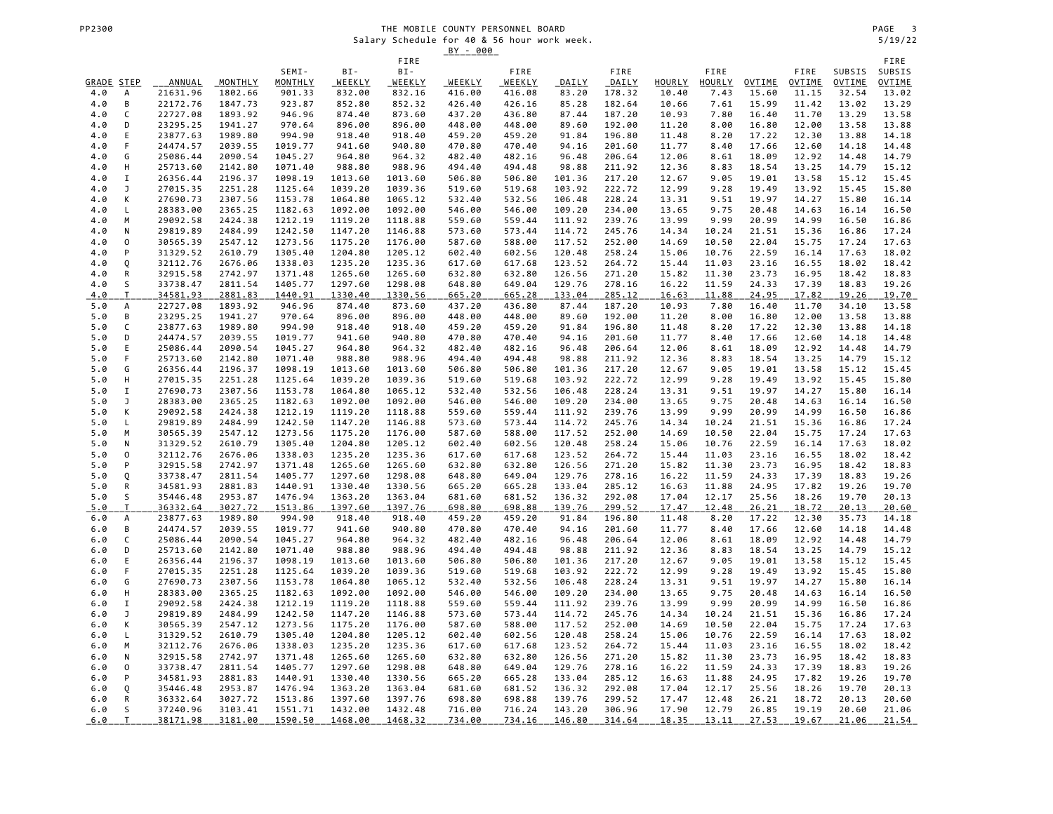THE MOBILE COUNTY PERSONNEL BOARD

Salary Schedule for 40 & 56 hour work week.

BY - 000

| GRADE | STEP | ANNUAL | MONTHLY | SEMI-MONTHLY | BI-WEEKLY | FIRE BI-WEEKLY | WEEKLY | FIRE WEEKLY | DAILY | FIRE DAILY | HOURLY | FIRE HOURLY | OVTIME | FIRE OVTIME | SUBSIS OVTIME | FIRE SUBSIS OVTIME |
|---|---|---|---|---|---|---|---|---|---|---|---|---|---|---|---|---|
| 4.0 | A | 21631.96 | 1802.66 | 901.33 | 832.00 | 832.16 | 416.00 | 416.08 | 83.20 | 178.32 | 10.40 | 7.43 | 15.60 | 11.15 | 32.54 | 13.02 |
| 4.0 | B | 22172.76 | 1847.73 | 923.87 | 852.80 | 852.32 | 426.40 | 426.16 | 85.28 | 182.64 | 10.66 | 7.61 | 15.99 | 11.42 | 13.02 | 13.29 |
| 4.0 | C | 22727.08 | 1893.92 | 946.96 | 874.40 | 873.60 | 437.20 | 436.80 | 87.44 | 187.20 | 10.93 | 7.80 | 16.40 | 11.70 | 13.29 | 13.58 |
| 4.0 | D | 23295.25 | 1941.27 | 970.64 | 896.00 | 896.00 | 448.00 | 448.00 | 89.60 | 192.00 | 11.20 | 8.00 | 16.80 | 12.00 | 13.58 | 13.88 |
| 4.0 | E | 23877.63 | 1989.80 | 994.90 | 918.40 | 918.40 | 459.20 | 459.20 | 91.84 | 196.80 | 11.48 | 8.20 | 17.22 | 12.30 | 13.88 | 14.18 |
| 4.0 | F | 24474.57 | 2039.55 | 1019.77 | 941.60 | 940.80 | 470.80 | 470.40 | 94.16 | 201.60 | 11.77 | 8.40 | 17.66 | 12.60 | 14.18 | 14.48 |
| 4.0 | G | 25086.44 | 2090.54 | 1045.27 | 964.80 | 964.32 | 482.40 | 482.16 | 96.48 | 206.64 | 12.06 | 8.61 | 18.09 | 12.92 | 14.48 | 14.79 |
| 4.0 | H | 25713.60 | 2142.80 | 1071.40 | 988.80 | 988.96 | 494.40 | 494.48 | 98.88 | 211.92 | 12.36 | 8.83 | 18.54 | 13.25 | 14.79 | 15.12 |
| 4.0 | I | 26356.44 | 2196.37 | 1098.19 | 1013.60 | 1013.60 | 506.80 | 506.80 | 101.36 | 217.20 | 12.67 | 9.05 | 19.01 | 13.58 | 15.12 | 15.45 |
| 4.0 | J | 27015.35 | 2251.28 | 1125.64 | 1039.20 | 1039.36 | 519.60 | 519.68 | 103.92 | 222.72 | 12.99 | 9.28 | 19.49 | 13.92 | 15.45 | 15.80 |
| 4.0 | K | 27690.73 | 2307.56 | 1153.78 | 1064.80 | 1065.12 | 532.40 | 532.56 | 106.48 | 228.24 | 13.31 | 9.51 | 19.97 | 14.27 | 15.80 | 16.14 |
| 4.0 | L | 28383.00 | 2365.25 | 1182.63 | 1092.00 | 1092.00 | 546.00 | 546.00 | 109.20 | 234.00 | 13.65 | 9.75 | 20.48 | 14.63 | 16.14 | 16.50 |
| 4.0 | M | 29092.58 | 2424.38 | 1212.19 | 1119.20 | 1118.88 | 559.60 | 559.44 | 111.92 | 239.76 | 13.99 | 9.99 | 20.99 | 14.99 | 16.50 | 16.86 |
| 4.0 | N | 29819.89 | 2484.99 | 1242.50 | 1147.20 | 1146.88 | 573.60 | 573.44 | 114.72 | 245.76 | 14.34 | 10.24 | 21.51 | 15.36 | 16.86 | 17.24 |
| 4.0 | O | 30565.39 | 2547.12 | 1273.56 | 1175.20 | 1176.00 | 587.60 | 588.00 | 117.52 | 252.00 | 14.69 | 10.50 | 22.04 | 15.75 | 17.24 | 17.63 |
| 4.0 | P | 31329.52 | 2610.79 | 1305.40 | 1204.80 | 1205.12 | 602.40 | 602.56 | 120.48 | 258.24 | 15.06 | 10.76 | 22.59 | 16.14 | 17.63 | 18.02 |
| 4.0 | Q | 32112.76 | 2676.06 | 1338.03 | 1235.20 | 1235.36 | 617.60 | 617.68 | 123.52 | 264.72 | 15.44 | 11.03 | 23.16 | 16.55 | 18.02 | 18.42 |
| 4.0 | R | 32915.58 | 2742.97 | 1371.48 | 1265.60 | 1265.60 | 632.80 | 632.80 | 126.56 | 271.20 | 15.82 | 11.30 | 23.73 | 16.95 | 18.42 | 18.83 |
| 4.0 | S | 33738.47 | 2811.54 | 1405.77 | 1297.60 | 1298.08 | 648.80 | 649.04 | 129.76 | 278.16 | 16.22 | 11.59 | 24.33 | 17.39 | 18.83 | 19.26 |
| 4.0 | T | 34581.93 | 2881.83 | 1440.91 | 1330.40 | 1330.56 | 665.20 | 665.28 | 133.04 | 285.12 | 16.63 | 11.88 | 24.95 | 17.82 | 19.26 | 19.70 |
| 5.0 | A | 22727.08 | 1893.92 | 946.96 | 874.40 | 873.60 | 437.20 | 436.80 | 87.44 | 187.20 | 10.93 | 7.80 | 16.40 | 11.70 | 34.10 | 13.58 |
| 5.0 | B | 23295.25 | 1941.27 | 970.64 | 896.00 | 896.00 | 448.00 | 448.00 | 89.60 | 192.00 | 11.20 | 8.00 | 16.80 | 12.00 | 13.58 | 13.88 |
| 5.0 | C | 23877.63 | 1989.80 | 994.90 | 918.40 | 918.40 | 459.20 | 459.20 | 91.84 | 196.80 | 11.48 | 8.20 | 17.22 | 12.30 | 13.88 | 14.18 |
| 5.0 | D | 24474.57 | 2039.55 | 1019.77 | 941.60 | 940.80 | 470.80 | 470.40 | 94.16 | 201.60 | 11.77 | 8.40 | 17.66 | 12.60 | 14.18 | 14.48 |
| 5.0 | E | 25086.44 | 2090.54 | 1045.27 | 964.80 | 964.32 | 482.40 | 482.16 | 96.48 | 206.64 | 12.06 | 8.61 | 18.09 | 12.92 | 14.48 | 14.79 |
| 5.0 | F | 25713.60 | 2142.80 | 1071.40 | 988.80 | 988.96 | 494.40 | 494.48 | 98.88 | 211.92 | 12.36 | 8.83 | 18.54 | 13.25 | 14.79 | 15.12 |
| 5.0 | G | 26356.44 | 2196.37 | 1098.19 | 1013.60 | 1013.60 | 506.80 | 506.80 | 101.36 | 217.20 | 12.67 | 9.05 | 19.01 | 13.58 | 15.12 | 15.45 |
| 5.0 | H | 27015.35 | 2251.28 | 1125.64 | 1039.20 | 1039.36 | 519.60 | 519.68 | 103.92 | 222.72 | 12.99 | 9.28 | 19.49 | 13.92 | 15.45 | 15.80 |
| 5.0 | I | 27690.73 | 2307.56 | 1153.78 | 1064.80 | 1065.12 | 532.40 | 532.56 | 106.48 | 228.24 | 13.31 | 9.51 | 19.97 | 14.27 | 15.80 | 16.14 |
| 5.0 | J | 28383.00 | 2365.25 | 1182.63 | 1092.00 | 1092.00 | 546.00 | 546.00 | 109.20 | 234.00 | 13.65 | 9.75 | 20.48 | 14.63 | 16.14 | 16.50 |
| 5.0 | K | 29092.58 | 2424.38 | 1212.19 | 1119.20 | 1118.88 | 559.60 | 559.44 | 111.92 | 239.76 | 13.99 | 9.99 | 20.99 | 14.99 | 16.50 | 16.86 |
| 5.0 | L | 29819.89 | 2484.99 | 1242.50 | 1147.20 | 1146.88 | 573.60 | 573.44 | 114.72 | 245.76 | 14.34 | 10.24 | 21.51 | 15.36 | 16.86 | 17.24 |
| 5.0 | M | 30565.39 | 2547.12 | 1273.56 | 1175.20 | 1176.00 | 587.60 | 588.00 | 117.52 | 252.00 | 14.69 | 10.50 | 22.04 | 15.75 | 17.24 | 17.63 |
| 5.0 | N | 31329.52 | 2610.79 | 1305.40 | 1204.80 | 1205.12 | 602.40 | 602.56 | 120.48 | 258.24 | 15.06 | 10.76 | 22.59 | 16.14 | 17.63 | 18.02 |
| 5.0 | O | 32112.76 | 2676.06 | 1338.03 | 1235.20 | 1235.36 | 617.60 | 617.68 | 123.52 | 264.72 | 15.44 | 11.03 | 23.16 | 16.55 | 18.02 | 18.42 |
| 5.0 | P | 32915.58 | 2742.97 | 1371.48 | 1265.60 | 1265.60 | 632.80 | 632.80 | 126.56 | 271.20 | 15.82 | 11.30 | 23.73 | 16.95 | 18.42 | 18.83 |
| 5.0 | Q | 33738.47 | 2811.54 | 1405.77 | 1297.60 | 1298.08 | 648.80 | 649.04 | 129.76 | 278.16 | 16.22 | 11.59 | 24.33 | 17.39 | 18.83 | 19.26 |
| 5.0 | R | 34581.93 | 2881.83 | 1440.91 | 1330.40 | 1330.56 | 665.20 | 665.28 | 133.04 | 285.12 | 16.63 | 11.88 | 24.95 | 17.82 | 19.26 | 19.70 |
| 5.0 | S | 35446.48 | 2953.87 | 1476.94 | 1363.20 | 1363.04 | 681.60 | 681.52 | 136.32 | 292.08 | 17.04 | 12.17 | 25.56 | 18.26 | 19.70 | 20.13 |
| 5.0 | T | 36332.64 | 3027.72 | 1513.86 | 1397.60 | 1397.76 | 698.80 | 698.88 | 139.76 | 299.52 | 17.47 | 12.48 | 26.21 | 18.72 | 20.13 | 20.60 |
| 6.0 | A | 23877.63 | 1989.80 | 994.90 | 918.40 | 918.40 | 459.20 | 459.20 | 91.84 | 196.80 | 11.48 | 8.20 | 17.22 | 12.30 | 35.73 | 14.18 |
| 6.0 | B | 24474.57 | 2039.55 | 1019.77 | 941.60 | 940.80 | 470.80 | 470.40 | 94.16 | 201.60 | 11.77 | 8.40 | 17.66 | 12.60 | 14.18 | 14.48 |
| 6.0 | C | 25086.44 | 2090.54 | 1045.27 | 964.80 | 964.32 | 482.40 | 482.16 | 96.48 | 206.64 | 12.06 | 8.61 | 18.09 | 12.92 | 14.48 | 14.79 |
| 6.0 | D | 25713.60 | 2142.80 | 1071.40 | 988.80 | 988.96 | 494.40 | 494.48 | 98.88 | 211.92 | 12.36 | 8.83 | 18.54 | 13.25 | 14.79 | 15.12 |
| 6.0 | E | 26356.44 | 2196.37 | 1098.19 | 1013.60 | 1013.60 | 506.80 | 506.80 | 101.36 | 217.20 | 12.67 | 9.05 | 19.01 | 13.58 | 15.12 | 15.45 |
| 6.0 | F | 27015.35 | 2251.28 | 1125.64 | 1039.20 | 1039.36 | 519.60 | 519.68 | 103.92 | 222.72 | 12.99 | 9.28 | 19.49 | 13.92 | 15.45 | 15.80 |
| 6.0 | G | 27690.73 | 2307.56 | 1153.78 | 1064.80 | 1065.12 | 532.40 | 532.56 | 106.48 | 228.24 | 13.31 | 9.51 | 19.97 | 14.27 | 15.80 | 16.14 |
| 6.0 | H | 28383.00 | 2365.25 | 1182.63 | 1092.00 | 1092.00 | 546.00 | 546.00 | 109.20 | 234.00 | 13.65 | 9.75 | 20.48 | 14.63 | 16.14 | 16.50 |
| 6.0 | I | 29092.58 | 2424.38 | 1212.19 | 1119.20 | 1118.88 | 559.60 | 559.44 | 111.92 | 239.76 | 13.99 | 9.99 | 20.99 | 14.99 | 16.50 | 16.86 |
| 6.0 | J | 29819.89 | 2484.99 | 1242.50 | 1147.20 | 1146.88 | 573.60 | 573.44 | 114.72 | 245.76 | 14.34 | 10.24 | 21.51 | 15.36 | 16.86 | 17.24 |
| 6.0 | K | 30565.39 | 2547.12 | 1273.56 | 1175.20 | 1176.00 | 587.60 | 588.00 | 117.52 | 252.00 | 14.69 | 10.50 | 22.04 | 15.75 | 17.24 | 17.63 |
| 6.0 | L | 31329.52 | 2610.79 | 1305.40 | 1204.80 | 1205.12 | 602.40 | 602.56 | 120.48 | 258.24 | 15.06 | 10.76 | 22.59 | 16.14 | 17.63 | 18.02 |
| 6.0 | M | 32112.76 | 2676.06 | 1338.03 | 1235.20 | 1235.36 | 617.60 | 617.68 | 123.52 | 264.72 | 15.44 | 11.03 | 23.16 | 16.55 | 18.02 | 18.42 |
| 6.0 | N | 32915.58 | 2742.97 | 1371.48 | 1265.60 | 1265.60 | 632.80 | 632.80 | 126.56 | 271.20 | 15.82 | 11.30 | 23.73 | 16.95 | 18.42 | 18.83 |
| 6.0 | O | 33738.47 | 2811.54 | 1405.77 | 1297.60 | 1298.08 | 648.80 | 649.04 | 129.76 | 278.16 | 16.22 | 11.59 | 24.33 | 17.39 | 18.83 | 19.26 |
| 6.0 | P | 34581.93 | 2881.83 | 1440.91 | 1330.40 | 1330.56 | 665.20 | 665.28 | 133.04 | 285.12 | 16.63 | 11.88 | 24.95 | 17.82 | 19.26 | 19.70 |
| 6.0 | Q | 35446.48 | 2953.87 | 1476.94 | 1363.20 | 1363.04 | 681.60 | 681.52 | 136.32 | 292.08 | 17.04 | 12.17 | 25.56 | 18.26 | 19.70 | 20.13 |
| 6.0 | R | 36332.64 | 3027.72 | 1513.86 | 1397.60 | 1397.76 | 698.80 | 698.88 | 139.76 | 299.52 | 17.47 | 12.48 | 26.21 | 18.72 | 20.13 | 20.60 |
| 6.0 | S | 37240.96 | 3103.41 | 1551.71 | 1432.00 | 1432.48 | 716.00 | 716.24 | 143.20 | 306.96 | 17.90 | 12.79 | 26.85 | 19.19 | 20.60 | 21.06 |
| 6.0 | T | 38171.98 | 3181.00 | 1590.50 | 1468.00 | 1468.32 | 734.00 | 734.16 | 146.80 | 314.64 | 18.35 | 13.11 | 27.53 | 19.67 | 21.06 | 21.54 |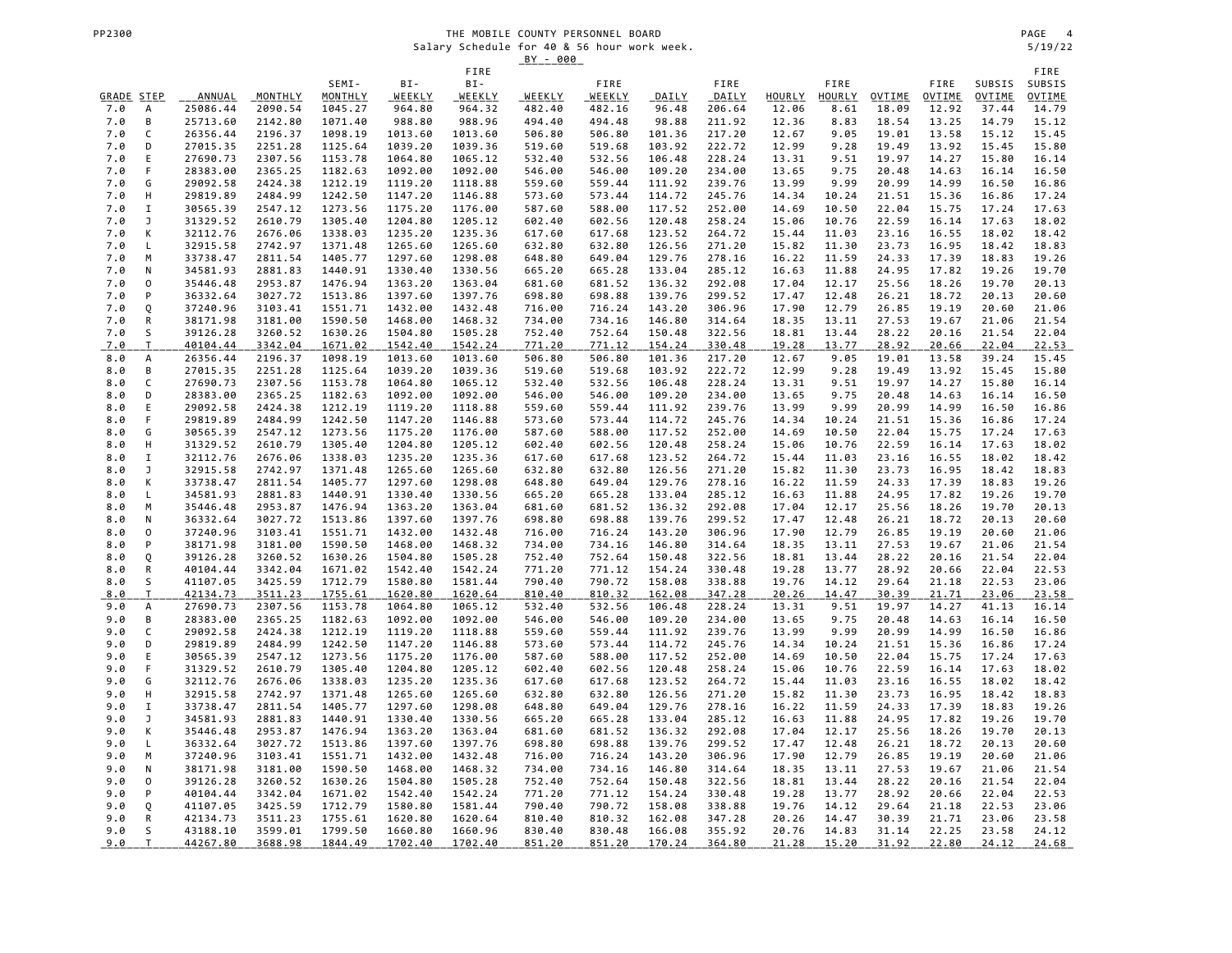# THE MOBILE COUNTY PERSONNEL BOARD

Salary Schedule for 40 & 56 hour work week.

BY - 000

| GRADE | STEP | ANNUAL | MONTHLY | SEMI-MONTHLY | BI-WEEKLY | FIRE BI-WEEKLY | WEEKLY | FIRE WEEKLY | DAILY | FIRE DAILY | HOURLY | FIRE HOURLY | OVTIME | FIRE OVTIME | SUBSIS OVTIME | FIRE SUBSIS OVTIME |
|---|---|---|---|---|---|---|---|---|---|---|---|---|---|---|---|---|
| 7.0 | A | 25086.44 | 2090.54 | 1045.27 | 964.80 | 964.32 | 482.40 | 482.16 | 96.48 | 206.64 | 12.06 | 8.61 | 18.09 | 12.92 | 37.44 | 14.79 |
| 7.0 | B | 25713.60 | 2142.80 | 1071.40 | 988.80 | 988.96 | 494.40 | 494.48 | 98.88 | 211.92 | 12.36 | 8.83 | 18.54 | 13.25 | 14.79 | 15.12 |
| 7.0 | C | 26356.44 | 2196.37 | 1098.19 | 1013.60 | 1013.60 | 506.80 | 506.80 | 101.36 | 217.20 | 12.67 | 9.05 | 19.01 | 13.58 | 15.12 | 15.45 |
| 7.0 | D | 27015.35 | 2251.28 | 1125.64 | 1039.20 | 1039.36 | 519.60 | 519.68 | 103.92 | 222.72 | 12.99 | 9.28 | 19.49 | 13.92 | 15.45 | 15.80 |
| 7.0 | E | 27690.73 | 2307.56 | 1153.78 | 1064.80 | 1065.12 | 532.40 | 532.56 | 106.48 | 228.24 | 13.31 | 9.51 | 19.97 | 14.27 | 15.80 | 16.14 |
| 7.0 | F | 28383.00 | 2365.25 | 1182.63 | 1092.00 | 1092.00 | 546.00 | 546.00 | 109.20 | 234.00 | 13.65 | 9.75 | 20.48 | 14.63 | 16.14 | 16.50 |
| 7.0 | G | 29092.58 | 2424.38 | 1212.19 | 1119.20 | 1118.88 | 559.60 | 559.44 | 111.92 | 239.76 | 13.99 | 9.99 | 20.99 | 14.99 | 16.50 | 16.86 |
| 7.0 | H | 29819.89 | 2484.99 | 1242.50 | 1147.20 | 1146.88 | 573.60 | 573.44 | 114.72 | 245.76 | 14.34 | 10.24 | 21.51 | 15.36 | 16.86 | 17.24 |
| 7.0 | I | 30565.39 | 2547.12 | 1273.56 | 1175.20 | 1176.00 | 587.60 | 588.00 | 117.52 | 252.00 | 14.69 | 10.50 | 22.04 | 15.75 | 17.24 | 17.63 |
| 7.0 | J | 31329.52 | 2610.79 | 1305.40 | 1204.80 | 1205.12 | 602.40 | 602.56 | 120.48 | 258.24 | 15.06 | 10.76 | 22.59 | 16.14 | 17.63 | 18.02 |
| 7.0 | K | 32112.76 | 2676.06 | 1338.03 | 1235.20 | 1235.36 | 617.60 | 617.68 | 123.52 | 264.72 | 15.44 | 11.03 | 23.16 | 16.55 | 18.02 | 18.42 |
| 7.0 | L | 32915.58 | 2742.97 | 1371.48 | 1265.60 | 1265.60 | 632.80 | 632.80 | 126.56 | 271.20 | 15.82 | 11.30 | 23.73 | 16.95 | 18.42 | 18.83 |
| 7.0 | M | 33738.47 | 2811.54 | 1405.77 | 1297.60 | 1298.08 | 648.80 | 649.04 | 129.76 | 278.16 | 16.22 | 11.59 | 24.33 | 17.39 | 18.83 | 19.26 |
| 7.0 | N | 34581.93 | 2881.83 | 1440.91 | 1330.40 | 1330.56 | 665.20 | 665.28 | 133.04 | 285.12 | 16.63 | 11.88 | 24.95 | 17.82 | 19.26 | 19.70 |
| 7.0 | O | 35446.48 | 2953.87 | 1476.94 | 1363.20 | 1363.04 | 681.60 | 681.52 | 136.32 | 292.08 | 17.04 | 12.17 | 25.56 | 18.26 | 19.70 | 20.13 |
| 7.0 | P | 36332.64 | 3027.72 | 1513.86 | 1397.60 | 1397.76 | 698.80 | 698.88 | 139.76 | 299.52 | 17.47 | 12.48 | 26.21 | 18.72 | 20.13 | 20.60 |
| 7.0 | Q | 37240.96 | 3103.41 | 1551.71 | 1432.00 | 1432.48 | 716.00 | 716.24 | 143.20 | 306.96 | 17.90 | 12.79 | 26.85 | 19.19 | 20.60 | 21.06 |
| 7.0 | R | 38171.98 | 3181.00 | 1590.50 | 1468.00 | 1468.32 | 734.00 | 734.16 | 146.80 | 314.64 | 18.35 | 13.11 | 27.53 | 19.67 | 21.06 | 21.54 |
| 7.0 | S | 39126.28 | 3260.52 | 1630.26 | 1504.80 | 1505.28 | 752.40 | 752.64 | 150.48 | 322.56 | 18.81 | 13.44 | 28.22 | 20.16 | 21.54 | 22.04 |
| 7.0 | T | 40104.44 | 3342.04 | 1671.02 | 1542.40 | 1542.24 | 771.20 | 771.12 | 154.24 | 330.48 | 19.28 | 13.77 | 28.92 | 20.66 | 22.04 | 22.53 |
| 8.0 | A | 26356.44 | 2196.37 | 1098.19 | 1013.60 | 1013.60 | 506.80 | 506.80 | 101.36 | 217.20 | 12.67 | 9.05 | 19.01 | 13.58 | 39.24 | 15.45 |
| 8.0 | B | 27015.35 | 2251.28 | 1125.64 | 1039.20 | 1039.36 | 519.60 | 519.68 | 103.92 | 222.72 | 12.99 | 9.28 | 19.49 | 13.92 | 15.45 | 15.80 |
| 8.0 | C | 27690.73 | 2307.56 | 1153.78 | 1064.80 | 1065.12 | 532.40 | 532.56 | 106.48 | 228.24 | 13.31 | 9.51 | 19.97 | 14.27 | 15.80 | 16.14 |
| 8.0 | D | 28383.00 | 2365.25 | 1182.63 | 1092.00 | 1092.00 | 546.00 | 546.00 | 109.20 | 234.00 | 13.65 | 9.75 | 20.48 | 14.63 | 16.14 | 16.50 |
| 8.0 | E | 29092.58 | 2424.38 | 1212.19 | 1119.20 | 1118.88 | 559.60 | 559.44 | 111.92 | 239.76 | 13.99 | 9.99 | 20.99 | 14.99 | 16.50 | 16.86 |
| 8.0 | F | 29819.89 | 2484.99 | 1242.50 | 1147.20 | 1146.88 | 573.60 | 573.44 | 114.72 | 245.76 | 14.34 | 10.24 | 21.51 | 15.36 | 16.86 | 17.24 |
| 8.0 | G | 30565.39 | 2547.12 | 1273.56 | 1175.20 | 1176.00 | 587.60 | 588.00 | 117.52 | 252.00 | 14.69 | 10.50 | 22.04 | 15.75 | 17.24 | 17.63 |
| 8.0 | H | 31329.52 | 2610.79 | 1305.40 | 1204.80 | 1205.12 | 602.40 | 602.56 | 120.48 | 258.24 | 15.06 | 10.76 | 22.59 | 16.14 | 17.63 | 18.02 |
| 8.0 | I | 32112.76 | 2676.06 | 1338.03 | 1235.20 | 1235.36 | 617.60 | 617.68 | 123.52 | 264.72 | 15.44 | 11.03 | 23.16 | 16.55 | 18.02 | 18.42 |
| 8.0 | J | 32915.58 | 2742.97 | 1371.48 | 1265.60 | 1265.60 | 632.80 | 632.80 | 126.56 | 271.20 | 15.82 | 11.30 | 23.73 | 16.95 | 18.42 | 18.83 |
| 8.0 | K | 33738.47 | 2811.54 | 1405.77 | 1297.60 | 1298.08 | 648.80 | 649.04 | 129.76 | 278.16 | 16.22 | 11.59 | 24.33 | 17.39 | 18.83 | 19.26 |
| 8.0 | L | 34581.93 | 2881.83 | 1440.91 | 1330.40 | 1330.56 | 665.20 | 665.28 | 133.04 | 285.12 | 16.63 | 11.88 | 24.95 | 17.82 | 19.26 | 19.70 |
| 8.0 | M | 35446.48 | 2953.87 | 1476.94 | 1363.20 | 1363.04 | 681.60 | 681.52 | 136.32 | 292.08 | 17.04 | 12.17 | 25.56 | 18.26 | 19.70 | 20.13 |
| 8.0 | N | 36332.64 | 3027.72 | 1513.86 | 1397.60 | 1397.76 | 698.80 | 698.88 | 139.76 | 299.52 | 17.47 | 12.48 | 26.21 | 18.72 | 20.13 | 20.60 |
| 8.0 | O | 37240.96 | 3103.41 | 1551.71 | 1432.00 | 1432.48 | 716.00 | 716.24 | 143.20 | 306.96 | 17.90 | 12.79 | 26.85 | 19.19 | 20.60 | 21.06 |
| 8.0 | P | 38171.98 | 3181.00 | 1590.50 | 1468.00 | 1468.32 | 734.00 | 734.16 | 146.80 | 314.64 | 18.35 | 13.11 | 27.53 | 19.67 | 21.06 | 21.54 |
| 8.0 | Q | 39126.28 | 3260.52 | 1630.26 | 1504.80 | 1505.28 | 752.40 | 752.64 | 150.48 | 322.56 | 18.81 | 13.44 | 28.22 | 20.16 | 21.54 | 22.04 |
| 8.0 | R | 40104.44 | 3342.04 | 1671.02 | 1542.40 | 1542.24 | 771.20 | 771.12 | 154.24 | 330.48 | 19.28 | 13.77 | 28.92 | 20.66 | 22.04 | 22.53 |
| 8.0 | S | 41107.05 | 3425.59 | 1712.79 | 1580.80 | 1581.44 | 790.40 | 790.72 | 158.08 | 338.88 | 19.76 | 14.12 | 29.64 | 21.18 | 22.53 | 23.06 |
| 8.0 | T | 42134.73 | 3511.23 | 1755.61 | 1620.80 | 1620.64 | 810.40 | 810.32 | 162.08 | 347.28 | 20.26 | 14.47 | 30.39 | 21.71 | 23.06 | 23.58 |
| 9.0 | A | 27690.73 | 2307.56 | 1153.78 | 1064.80 | 1065.12 | 532.40 | 532.56 | 106.48 | 228.24 | 13.31 | 9.51 | 19.97 | 14.27 | 41.13 | 16.14 |
| 9.0 | B | 28383.00 | 2365.25 | 1182.63 | 1092.00 | 1092.00 | 546.00 | 546.00 | 109.20 | 234.00 | 13.65 | 9.75 | 20.48 | 14.63 | 16.14 | 16.50 |
| 9.0 | C | 29092.58 | 2424.38 | 1212.19 | 1119.20 | 1118.88 | 559.60 | 559.44 | 111.92 | 239.76 | 13.99 | 9.99 | 20.99 | 14.99 | 16.50 | 16.86 |
| 9.0 | D | 29819.89 | 2484.99 | 1242.50 | 1147.20 | 1146.88 | 573.60 | 573.44 | 114.72 | 245.76 | 14.34 | 10.24 | 21.51 | 15.36 | 16.86 | 17.24 |
| 9.0 | E | 30565.39 | 2547.12 | 1273.56 | 1175.20 | 1176.00 | 587.60 | 588.00 | 117.52 | 252.00 | 14.69 | 10.50 | 22.04 | 15.75 | 17.24 | 17.63 |
| 9.0 | F | 31329.52 | 2610.79 | 1305.40 | 1204.80 | 1205.12 | 602.40 | 602.56 | 120.48 | 258.24 | 15.06 | 10.76 | 22.59 | 16.14 | 17.63 | 18.02 |
| 9.0 | G | 32112.76 | 2676.06 | 1338.03 | 1235.20 | 1235.36 | 617.60 | 617.68 | 123.52 | 264.72 | 15.44 | 11.03 | 23.16 | 16.55 | 18.02 | 18.42 |
| 9.0 | H | 32915.58 | 2742.97 | 1371.48 | 1265.60 | 1265.60 | 632.80 | 632.80 | 126.56 | 271.20 | 15.82 | 11.30 | 23.73 | 16.95 | 18.42 | 18.83 |
| 9.0 | I | 33738.47 | 2811.54 | 1405.77 | 1297.60 | 1298.08 | 648.80 | 649.04 | 129.76 | 278.16 | 16.22 | 11.59 | 24.33 | 17.39 | 18.83 | 19.26 |
| 9.0 | J | 34581.93 | 2881.83 | 1440.91 | 1330.40 | 1330.56 | 665.20 | 665.28 | 133.04 | 285.12 | 16.63 | 11.88 | 24.95 | 17.82 | 19.26 | 19.70 |
| 9.0 | K | 35446.48 | 2953.87 | 1476.94 | 1363.20 | 1363.04 | 681.60 | 681.52 | 136.32 | 292.08 | 17.04 | 12.17 | 25.56 | 18.26 | 19.70 | 20.13 |
| 9.0 | L | 36332.64 | 3027.72 | 1513.86 | 1397.60 | 1397.76 | 698.80 | 698.88 | 139.76 | 299.52 | 17.47 | 12.48 | 26.21 | 18.72 | 20.13 | 20.60 |
| 9.0 | M | 37240.96 | 3103.41 | 1551.71 | 1432.00 | 1432.48 | 716.00 | 716.24 | 143.20 | 306.96 | 17.90 | 12.79 | 26.85 | 19.19 | 20.60 | 21.06 |
| 9.0 | N | 38171.98 | 3181.00 | 1590.50 | 1468.00 | 1468.32 | 734.00 | 734.16 | 146.80 | 314.64 | 18.35 | 13.11 | 27.53 | 19.67 | 21.06 | 21.54 |
| 9.0 | O | 39126.28 | 3260.52 | 1630.26 | 1504.80 | 1505.28 | 752.40 | 752.64 | 150.48 | 322.56 | 18.81 | 13.44 | 28.22 | 20.16 | 21.54 | 22.04 |
| 9.0 | P | 40104.44 | 3342.04 | 1671.02 | 1542.40 | 1542.24 | 771.20 | 771.12 | 154.24 | 330.48 | 19.28 | 13.77 | 28.92 | 20.66 | 22.04 | 22.53 |
| 9.0 | Q | 41107.05 | 3425.59 | 1712.79 | 1580.80 | 1581.44 | 790.40 | 790.72 | 158.08 | 338.88 | 19.76 | 14.12 | 29.64 | 21.18 | 22.53 | 23.06 |
| 9.0 | R | 42134.73 | 3511.23 | 1755.61 | 1620.80 | 1620.64 | 810.40 | 810.32 | 162.08 | 347.28 | 20.26 | 14.47 | 30.39 | 21.71 | 23.06 | 23.58 |
| 9.0 | S | 43188.10 | 3599.01 | 1799.50 | 1660.80 | 1660.96 | 830.40 | 830.48 | 166.08 | 355.92 | 20.76 | 14.83 | 31.14 | 22.25 | 23.58 | 24.12 |
| 9.0 | T | 44267.80 | 3688.98 | 1844.49 | 1702.40 | 1702.40 | 851.20 | 851.20 | 170.24 | 364.80 | 21.28 | 15.20 | 31.92 | 22.80 | 24.12 | 24.68 |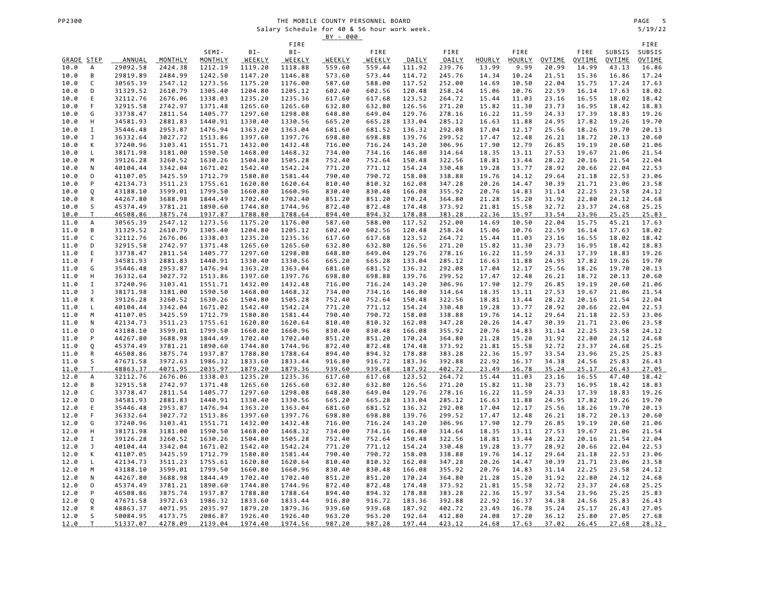THE MOBILE COUNTY PERSONNEL BOARD
Salary Schedule for 40 & 56 hour work week.
BY - 000

| GRADE | STEP | ANNUAL | MONTHLY | SEMI-MONTHLY | BI-WEEKLY | FIRE BI-WEEKLY | WEEKLY | FIRE WEEKLY | DAILY | FIRE DAILY | HOURLY | FIRE HOURLY | OVTIME | FIRE OVTIME | SUBSIS OVTIME | FIRE SUBSIS OVTIME |
|---|---|---|---|---|---|---|---|---|---|---|---|---|---|---|---|---|
| 10.0 | A | 29092.58 | 2424.38 | 1212.19 | 1119.20 | 1118.88 | 559.60 | 559.44 | 111.92 | 239.76 | 13.99 | 9.99 | 20.99 | 14.99 | 43.13 | 16.86 |
| 10.0 | B | 29819.89 | 2484.99 | 1242.50 | 1147.20 | 1146.88 | 573.60 | 573.44 | 114.72 | 245.76 | 14.34 | 10.24 | 21.51 | 15.36 | 16.86 | 17.24 |
| 10.0 | C | 30565.39 | 2547.12 | 1273.56 | 1175.20 | 1176.00 | 587.60 | 588.00 | 117.52 | 252.00 | 14.69 | 10.50 | 22.04 | 15.75 | 17.24 | 17.63 |
| 10.0 | D | 31329.52 | 2610.79 | 1305.40 | 1204.80 | 1205.12 | 602.40 | 602.56 | 120.48 | 258.24 | 15.06 | 10.76 | 22.59 | 16.14 | 17.63 | 18.02 |
| 10.0 | E | 32112.76 | 2676.06 | 1338.03 | 1235.20 | 1235.36 | 617.60 | 617.68 | 123.52 | 264.72 | 15.44 | 11.03 | 23.16 | 16.55 | 18.02 | 18.42 |
| 10.0 | F | 32915.58 | 2742.97 | 1371.48 | 1265.60 | 1265.60 | 632.80 | 632.80 | 126.56 | 271.20 | 15.82 | 11.30 | 23.73 | 16.95 | 18.42 | 18.83 |
| 10.0 | G | 33738.47 | 2811.54 | 1405.77 | 1297.60 | 1298.08 | 648.80 | 649.04 | 129.76 | 278.16 | 16.22 | 11.59 | 24.33 | 17.39 | 18.83 | 19.26 |
| 10.0 | H | 34581.93 | 2881.83 | 1440.91 | 1330.40 | 1330.56 | 665.20 | 665.28 | 133.04 | 285.12 | 16.63 | 11.88 | 24.95 | 17.82 | 19.26 | 19.70 |
| 10.0 | I | 35446.48 | 2953.87 | 1476.94 | 1363.20 | 1363.04 | 681.60 | 681.52 | 136.32 | 292.08 | 17.04 | 12.17 | 25.56 | 18.26 | 19.70 | 20.13 |
| 10.0 | J | 36332.64 | 3027.72 | 1513.86 | 1397.60 | 1397.76 | 698.80 | 698.88 | 139.76 | 299.52 | 17.47 | 12.48 | 26.21 | 18.72 | 20.13 | 20.60 |
| 10.0 | K | 37240.96 | 3103.41 | 1551.71 | 1432.00 | 1432.48 | 716.00 | 716.24 | 143.20 | 306.96 | 17.90 | 12.79 | 26.85 | 19.19 | 20.60 | 21.06 |
| 10.0 | L | 38171.98 | 3181.00 | 1590.50 | 1468.00 | 1468.32 | 734.00 | 734.16 | 146.80 | 314.64 | 18.35 | 13.11 | 27.53 | 19.67 | 21.06 | 21.54 |
| 10.0 | M | 39126.28 | 3260.52 | 1630.26 | 1504.80 | 1505.28 | 752.40 | 752.64 | 150.48 | 322.56 | 18.81 | 13.44 | 28.22 | 20.16 | 21.54 | 22.04 |
| 10.0 | N | 40104.44 | 3342.04 | 1671.02 | 1542.40 | 1542.24 | 771.20 | 771.12 | 154.24 | 330.48 | 19.28 | 13.77 | 28.92 | 20.66 | 22.04 | 22.53 |
| 10.0 | O | 41107.05 | 3425.59 | 1712.79 | 1580.80 | 1581.44 | 790.40 | 790.72 | 158.08 | 338.88 | 19.76 | 14.12 | 29.64 | 21.18 | 22.53 | 23.06 |
| 10.0 | P | 42134.73 | 3511.23 | 1755.61 | 1620.80 | 1620.64 | 810.40 | 810.32 | 162.08 | 347.28 | 20.26 | 14.47 | 30.39 | 21.71 | 23.06 | 23.58 |
| 10.0 | Q | 43188.10 | 3599.01 | 1799.50 | 1660.80 | 1660.96 | 830.40 | 830.48 | 166.08 | 355.92 | 20.76 | 14.83 | 31.14 | 22.25 | 23.58 | 24.12 |
| 10.0 | R | 44267.80 | 3688.98 | 1844.49 | 1702.40 | 1702.40 | 851.20 | 851.20 | 170.24 | 364.80 | 21.28 | 15.20 | 31.92 | 22.80 | 24.12 | 24.68 |
| 10.0 | S | 45374.49 | 3781.21 | 1890.60 | 1744.80 | 1744.96 | 872.40 | 872.48 | 174.48 | 373.92 | 21.81 | 15.58 | 32.72 | 23.37 | 24.68 | 25.25 |
| 10.0 | T | 46508.86 | 3875.74 | 1937.87 | 1788.80 | 1788.64 | 894.40 | 894.32 | 178.88 | 383.28 | 22.36 | 15.97 | 33.54 | 23.96 | 25.25 | 25.83 |
| 11.0 | A | 30565.39 | 2547.12 | 1273.56 | 1175.20 | 1176.00 | 587.60 | 588.00 | 117.52 | 252.00 | 14.69 | 10.50 | 22.04 | 15.75 | 45.21 | 17.63 |
| 11.0 | B | 31329.52 | 2610.79 | 1305.40 | 1204.80 | 1205.12 | 602.40 | 602.56 | 120.48 | 258.24 | 15.06 | 10.76 | 22.59 | 16.14 | 17.63 | 18.02 |
| 11.0 | C | 32112.76 | 2676.06 | 1338.03 | 1235.20 | 1235.36 | 617.60 | 617.68 | 123.52 | 264.72 | 15.44 | 11.03 | 23.16 | 16.55 | 18.02 | 18.42 |
| 11.0 | D | 32915.58 | 2742.97 | 1371.48 | 1265.60 | 1265.60 | 632.80 | 632.80 | 126.56 | 271.20 | 15.82 | 11.30 | 23.73 | 16.95 | 18.42 | 18.83 |
| 11.0 | E | 33738.47 | 2811.54 | 1405.77 | 1297.60 | 1298.08 | 648.80 | 649.04 | 129.76 | 278.16 | 16.22 | 11.59 | 24.33 | 17.39 | 18.83 | 19.26 |
| 11.0 | F | 34581.93 | 2881.83 | 1440.91 | 1330.40 | 1330.56 | 665.20 | 665.28 | 133.04 | 285.12 | 16.63 | 11.88 | 24.95 | 17.82 | 19.26 | 19.70 |
| 11.0 | G | 35446.48 | 2953.87 | 1476.94 | 1363.20 | 1363.04 | 681.60 | 681.52 | 136.32 | 292.08 | 17.04 | 12.17 | 25.56 | 18.26 | 19.70 | 20.13 |
| 11.0 | H | 36332.64 | 3027.72 | 1513.86 | 1397.60 | 1397.76 | 698.80 | 698.88 | 139.76 | 299.52 | 17.47 | 12.48 | 26.21 | 18.72 | 20.13 | 20.60 |
| 11.0 | I | 37240.96 | 3103.41 | 1551.71 | 1432.00 | 1432.48 | 716.00 | 716.24 | 143.20 | 306.96 | 17.90 | 12.79 | 26.85 | 19.19 | 20.60 | 21.06 |
| 11.0 | J | 38171.98 | 3181.00 | 1590.50 | 1468.00 | 1468.32 | 734.00 | 734.16 | 146.80 | 314.64 | 18.35 | 13.11 | 27.53 | 19.67 | 21.06 | 21.54 |
| 11.0 | K | 39126.28 | 3260.52 | 1630.26 | 1504.80 | 1505.28 | 752.40 | 752.64 | 150.48 | 322.56 | 18.81 | 13.44 | 28.22 | 20.16 | 21.54 | 22.04 |
| 11.0 | L | 40104.44 | 3342.04 | 1671.02 | 1542.40 | 1542.24 | 771.20 | 771.12 | 154.24 | 330.48 | 19.28 | 13.77 | 28.92 | 20.66 | 22.04 | 22.53 |
| 11.0 | M | 41107.05 | 3425.59 | 1712.79 | 1580.80 | 1581.44 | 790.40 | 790.72 | 158.08 | 338.88 | 19.76 | 14.12 | 29.64 | 21.18 | 22.53 | 23.06 |
| 11.0 | N | 42134.73 | 3511.23 | 1755.61 | 1620.80 | 1620.64 | 810.40 | 810.32 | 162.08 | 347.28 | 20.26 | 14.47 | 30.39 | 21.71 | 23.06 | 23.58 |
| 11.0 | O | 43188.10 | 3599.01 | 1799.50 | 1660.80 | 1660.96 | 830.40 | 830.48 | 166.08 | 355.92 | 20.76 | 14.83 | 31.14 | 22.25 | 23.58 | 24.12 |
| 11.0 | P | 44267.80 | 3688.98 | 1844.49 | 1702.40 | 1702.40 | 851.20 | 851.20 | 170.24 | 364.80 | 21.28 | 15.20 | 31.92 | 22.80 | 24.12 | 24.68 |
| 11.0 | Q | 45374.49 | 3781.21 | 1890.60 | 1744.80 | 1744.96 | 872.40 | 872.48 | 174.48 | 373.92 | 21.81 | 15.58 | 32.72 | 23.37 | 24.68 | 25.25 |
| 11.0 | R | 46508.86 | 3875.74 | 1937.87 | 1788.80 | 1788.64 | 894.40 | 894.32 | 178.88 | 383.28 | 22.36 | 15.97 | 33.54 | 23.96 | 25.25 | 25.83 |
| 11.0 | S | 47671.58 | 3972.63 | 1986.32 | 1833.60 | 1833.44 | 916.80 | 916.72 | 183.36 | 392.88 | 22.92 | 16.37 | 34.38 | 24.56 | 25.83 | 26.43 |
| 11.0 | T | 48863.37 | 4071.95 | 2035.97 | 1879.20 | 1879.36 | 939.60 | 939.68 | 187.92 | 402.72 | 23.49 | 16.78 | 35.24 | 25.17 | 26.43 | 27.05 |
| 12.0 | A | 32112.76 | 2676.06 | 1338.03 | 1235.20 | 1235.36 | 617.60 | 617.68 | 123.52 | 264.72 | 15.44 | 11.03 | 23.16 | 16.55 | 47.40 | 18.42 |
| 12.0 | B | 32915.58 | 2742.97 | 1371.48 | 1265.60 | 1265.60 | 632.80 | 632.80 | 126.56 | 271.20 | 15.82 | 11.30 | 23.73 | 16.95 | 18.42 | 18.83 |
| 12.0 | C | 33738.47 | 2811.54 | 1405.77 | 1297.60 | 1298.08 | 648.80 | 649.04 | 129.76 | 278.16 | 16.22 | 11.59 | 24.33 | 17.39 | 18.83 | 19.26 |
| 12.0 | D | 34581.93 | 2881.83 | 1440.91 | 1330.40 | 1330.56 | 665.20 | 665.28 | 133.04 | 285.12 | 16.63 | 11.88 | 24.95 | 17.82 | 19.26 | 19.70 |
| 12.0 | E | 35446.48 | 2953.87 | 1476.94 | 1363.20 | 1363.04 | 681.60 | 681.52 | 136.32 | 292.08 | 17.04 | 12.17 | 25.56 | 18.26 | 19.70 | 20.13 |
| 12.0 | F | 36332.64 | 3027.72 | 1513.86 | 1397.60 | 1397.76 | 698.80 | 698.88 | 139.76 | 299.52 | 17.47 | 12.48 | 26.21 | 18.72 | 20.13 | 20.60 |
| 12.0 | G | 37240.96 | 3103.41 | 1551.71 | 1432.00 | 1432.48 | 716.00 | 716.24 | 143.20 | 306.96 | 17.90 | 12.79 | 26.85 | 19.19 | 20.60 | 21.06 |
| 12.0 | H | 38171.98 | 3181.00 | 1590.50 | 1468.00 | 1468.32 | 734.00 | 734.16 | 146.80 | 314.64 | 18.35 | 13.11 | 27.53 | 19.67 | 21.06 | 21.54 |
| 12.0 | I | 39126.28 | 3260.52 | 1630.26 | 1504.80 | 1505.28 | 752.40 | 752.64 | 150.48 | 322.56 | 18.81 | 13.44 | 28.22 | 20.16 | 21.54 | 22.04 |
| 12.0 | J | 40104.44 | 3342.04 | 1671.02 | 1542.40 | 1542.24 | 771.20 | 771.12 | 154.24 | 330.48 | 19.28 | 13.77 | 28.92 | 20.66 | 22.04 | 22.53 |
| 12.0 | K | 41107.05 | 3425.59 | 1712.79 | 1580.80 | 1581.44 | 790.40 | 790.72 | 158.08 | 338.88 | 19.76 | 14.12 | 29.64 | 21.18 | 22.53 | 23.06 |
| 12.0 | L | 42134.73 | 3511.23 | 1755.61 | 1620.80 | 1620.64 | 810.40 | 810.32 | 162.08 | 347.28 | 20.26 | 14.47 | 30.39 | 21.71 | 23.06 | 23.58 |
| 12.0 | M | 43188.10 | 3599.01 | 1799.50 | 1660.80 | 1660.96 | 830.40 | 830.48 | 166.08 | 355.92 | 20.76 | 14.83 | 31.14 | 22.25 | 23.58 | 24.12 |
| 12.0 | N | 44267.80 | 3688.98 | 1844.49 | 1702.40 | 1702.40 | 851.20 | 851.20 | 170.24 | 364.80 | 21.28 | 15.20 | 31.92 | 22.80 | 24.12 | 24.68 |
| 12.0 | O | 45374.49 | 3781.21 | 1890.60 | 1744.80 | 1744.96 | 872.40 | 872.48 | 174.48 | 373.92 | 21.81 | 15.58 | 32.72 | 23.37 | 24.68 | 25.25 |
| 12.0 | P | 46508.86 | 3875.74 | 1937.87 | 1788.80 | 1788.64 | 894.40 | 894.32 | 178.88 | 383.28 | 22.36 | 15.97 | 33.54 | 23.96 | 25.25 | 25.83 |
| 12.0 | Q | 47671.58 | 3972.63 | 1986.32 | 1833.60 | 1833.44 | 916.80 | 916.72 | 183.36 | 392.88 | 22.92 | 16.37 | 34.38 | 24.56 | 25.83 | 26.43 |
| 12.0 | R | 48863.37 | 4071.95 | 2035.97 | 1879.20 | 1879.36 | 939.60 | 939.68 | 187.92 | 402.72 | 23.49 | 16.78 | 35.24 | 25.17 | 26.43 | 27.05 |
| 12.0 | S | 50084.95 | 4173.75 | 2086.87 | 1926.40 | 1926.40 | 963.20 | 963.20 | 192.64 | 412.80 | 24.08 | 17.20 | 36.12 | 25.80 | 27.05 | 27.68 |
| 12.0 | T | 51337.07 | 4278.09 | 2139.04 | 1974.40 | 1974.56 | 987.20 | 987.28 | 197.44 | 423.12 | 24.68 | 17.63 | 37.02 | 26.45 | 27.68 | 28.32 |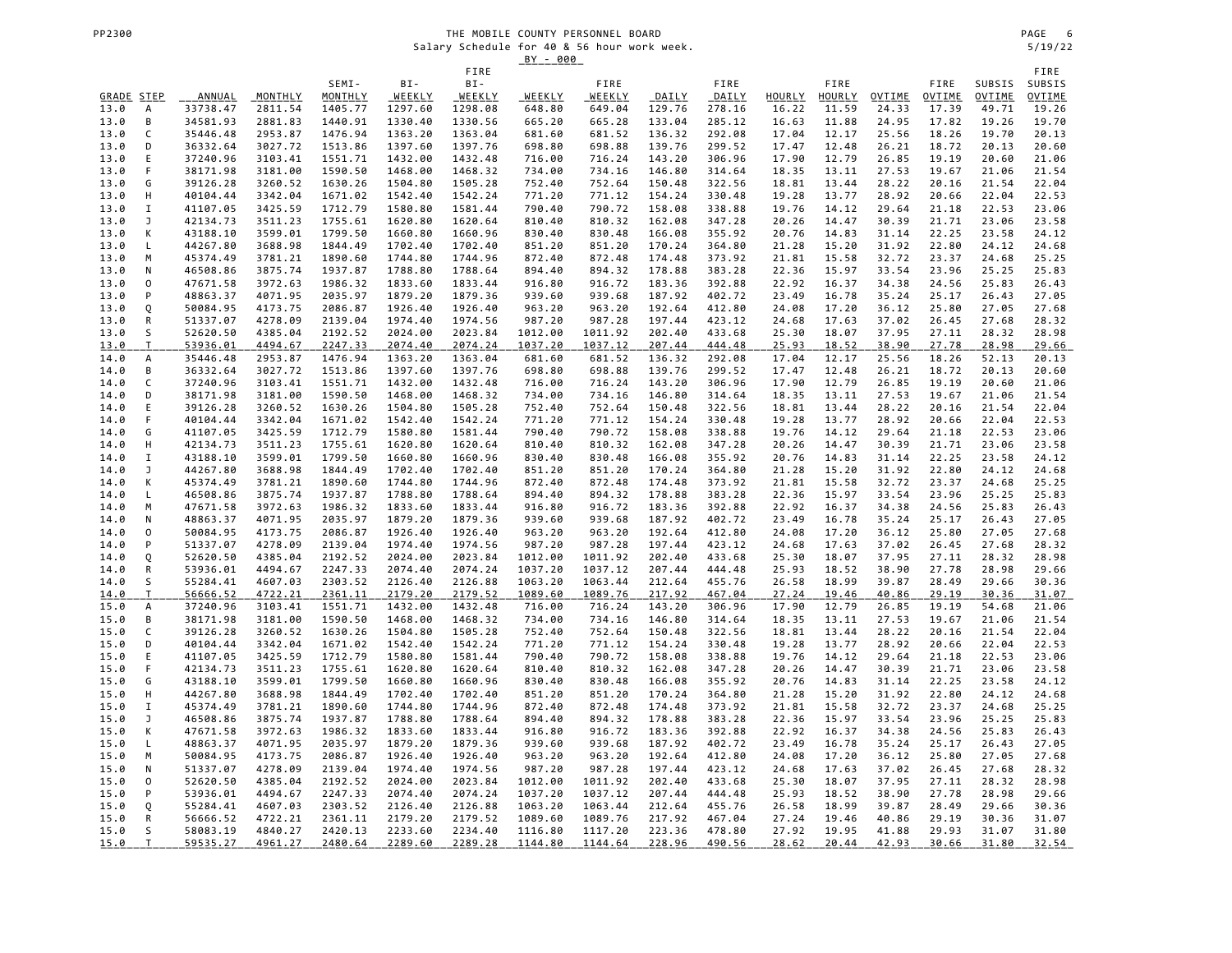THE MOBILE COUNTY PERSONNEL BOARD

Salary Schedule for 40 & 56 hour work week.

BY - 000

| GRADE | STEP | ANNUAL | MONTHLY | SEMI-MONTHLY | BI-WEEKLY | FIRE BI-WEEKLY | WEEKLY | FIRE WEEKLY | DAILY | FIRE DAILY | HOURLY | FIRE HOURLY | OVTIME | FIRE OVTIME | SUBSIS OVTIME | FIRE SUBSIS OVTIME |
|---|---|---|---|---|---|---|---|---|---|---|---|---|---|---|---|---|
| 13.0 | A | 33738.47 | 2811.54 | 1405.77 | 1297.60 | 1298.08 | 648.80 | 649.04 | 129.76 | 278.16 | 16.22 | 11.59 | 24.33 | 17.39 | 49.71 | 19.26 |
| 13.0 | B | 34581.93 | 2881.83 | 1440.91 | 1330.40 | 1330.56 | 665.20 | 665.28 | 133.04 | 285.12 | 16.63 | 11.88 | 24.95 | 17.82 | 19.26 | 19.70 |
| 13.0 | C | 35446.48 | 2953.87 | 1476.94 | 1363.20 | 1363.04 | 681.60 | 681.52 | 136.32 | 292.08 | 17.04 | 12.17 | 25.56 | 18.26 | 19.70 | 20.13 |
| 13.0 | D | 36332.64 | 3027.72 | 1513.86 | 1397.60 | 1397.76 | 698.80 | 698.88 | 139.76 | 299.52 | 17.47 | 12.48 | 26.21 | 18.72 | 20.13 | 20.60 |
| 13.0 | E | 37240.96 | 3103.41 | 1551.71 | 1432.00 | 1432.48 | 716.00 | 716.24 | 143.20 | 306.96 | 17.90 | 12.79 | 26.85 | 19.19 | 20.60 | 21.06 |
| 13.0 | F | 38171.98 | 3181.00 | 1590.50 | 1468.00 | 1468.32 | 734.00 | 734.16 | 146.80 | 314.64 | 18.35 | 13.11 | 27.53 | 19.67 | 21.06 | 21.54 |
| 13.0 | G | 39126.28 | 3260.52 | 1630.26 | 1504.80 | 1505.28 | 752.40 | 752.64 | 150.48 | 322.56 | 18.81 | 13.44 | 28.22 | 20.16 | 21.54 | 22.04 |
| 13.0 | H | 40104.44 | 3342.04 | 1671.02 | 1542.40 | 1542.24 | 771.20 | 771.12 | 154.24 | 330.48 | 19.28 | 13.77 | 28.92 | 20.66 | 22.04 | 22.53 |
| 13.0 | I | 41107.05 | 3425.59 | 1712.79 | 1580.80 | 1581.44 | 790.40 | 790.72 | 158.08 | 338.88 | 19.76 | 14.12 | 29.64 | 21.18 | 22.53 | 23.06 |
| 13.0 | J | 42134.73 | 3511.23 | 1755.61 | 1620.80 | 1620.64 | 810.40 | 810.32 | 162.08 | 347.28 | 20.26 | 14.47 | 30.39 | 21.71 | 23.06 | 23.58 |
| 13.0 | K | 43188.10 | 3599.01 | 1799.50 | 1660.80 | 1660.96 | 830.40 | 830.48 | 166.08 | 355.92 | 20.76 | 14.83 | 31.14 | 22.25 | 23.58 | 24.12 |
| 13.0 | L | 44267.80 | 3688.98 | 1844.49 | 1702.40 | 1702.40 | 851.20 | 851.20 | 170.24 | 364.80 | 21.28 | 15.20 | 31.92 | 22.80 | 24.12 | 24.68 |
| 13.0 | M | 45374.49 | 3781.21 | 1890.60 | 1744.80 | 1744.96 | 872.40 | 872.48 | 174.48 | 373.92 | 21.81 | 15.58 | 32.72 | 23.37 | 24.68 | 25.25 |
| 13.0 | N | 46508.86 | 3875.74 | 1937.87 | 1788.80 | 1788.64 | 894.40 | 894.32 | 178.88 | 383.28 | 22.36 | 15.97 | 33.54 | 23.96 | 25.25 | 25.83 |
| 13.0 | O | 47671.58 | 3972.63 | 1986.32 | 1833.60 | 1833.44 | 916.80 | 916.72 | 183.36 | 392.88 | 22.92 | 16.37 | 34.38 | 24.56 | 25.83 | 26.43 |
| 13.0 | P | 48863.37 | 4071.95 | 2035.97 | 1879.20 | 1879.36 | 939.60 | 939.68 | 187.92 | 402.72 | 23.49 | 16.78 | 35.24 | 25.17 | 26.43 | 27.05 |
| 13.0 | Q | 50084.95 | 4173.75 | 2086.87 | 1926.40 | 1926.40 | 963.20 | 963.20 | 192.64 | 412.80 | 24.08 | 17.20 | 36.12 | 25.80 | 27.05 | 27.68 |
| 13.0 | R | 51337.07 | 4278.09 | 2139.04 | 1974.40 | 1974.56 | 987.20 | 987.28 | 197.44 | 423.12 | 24.68 | 17.63 | 37.02 | 26.45 | 27.68 | 28.32 |
| 13.0 | S | 52620.50 | 4385.04 | 2192.52 | 2024.00 | 2023.84 | 1012.00 | 1011.92 | 202.40 | 433.68 | 25.30 | 18.07 | 37.95 | 27.11 | 28.32 | 28.98 |
| 13.0 | T | 53936.01 | 4494.67 | 2247.33 | 2074.40 | 2074.24 | 1037.20 | 1037.12 | 207.44 | 444.48 | 25.93 | 18.52 | 38.90 | 27.78 | 28.98 | 29.66 |
| 14.0 | A | 35446.48 | 2953.87 | 1476.94 | 1363.20 | 1363.04 | 681.60 | 681.52 | 136.32 | 292.08 | 17.04 | 12.17 | 25.56 | 18.26 | 52.13 | 20.13 |
| 14.0 | B | 36332.64 | 3027.72 | 1513.86 | 1397.60 | 1397.76 | 698.80 | 698.88 | 139.76 | 299.52 | 17.47 | 12.48 | 26.21 | 18.72 | 20.13 | 20.60 |
| 14.0 | C | 37240.96 | 3103.41 | 1551.71 | 1432.00 | 1432.48 | 716.00 | 716.24 | 143.20 | 306.96 | 17.90 | 12.79 | 26.85 | 19.19 | 20.60 | 21.06 |
| 14.0 | D | 38171.98 | 3181.00 | 1590.50 | 1468.00 | 1468.32 | 734.00 | 734.16 | 146.80 | 314.64 | 18.35 | 13.11 | 27.53 | 19.67 | 21.06 | 21.54 |
| 14.0 | E | 39126.28 | 3260.52 | 1630.26 | 1504.80 | 1505.28 | 752.40 | 752.64 | 150.48 | 322.56 | 18.81 | 13.44 | 28.22 | 20.16 | 21.54 | 22.04 |
| 14.0 | F | 40104.44 | 3342.04 | 1671.02 | 1542.40 | 1542.24 | 771.20 | 771.12 | 154.24 | 330.48 | 19.28 | 13.77 | 28.92 | 20.66 | 22.04 | 22.53 |
| 14.0 | G | 41107.05 | 3425.59 | 1712.79 | 1580.80 | 1581.44 | 790.40 | 790.72 | 158.08 | 338.88 | 19.76 | 14.12 | 29.64 | 21.18 | 22.53 | 23.06 |
| 14.0 | H | 42134.73 | 3511.23 | 1755.61 | 1620.80 | 1620.64 | 810.40 | 810.32 | 162.08 | 347.28 | 20.26 | 14.47 | 30.39 | 21.71 | 23.06 | 23.58 |
| 14.0 | I | 43188.10 | 3599.01 | 1799.50 | 1660.80 | 1660.96 | 830.40 | 830.48 | 166.08 | 355.92 | 20.76 | 14.83 | 31.14 | 22.25 | 23.58 | 24.12 |
| 14.0 | J | 44267.80 | 3688.98 | 1844.49 | 1702.40 | 1702.40 | 851.20 | 851.20 | 170.24 | 364.80 | 21.28 | 15.20 | 31.92 | 22.80 | 24.12 | 24.68 |
| 14.0 | K | 45374.49 | 3781.21 | 1890.60 | 1744.80 | 1744.96 | 872.40 | 872.48 | 174.48 | 373.92 | 21.81 | 15.58 | 32.72 | 23.37 | 24.68 | 25.25 |
| 14.0 | L | 46508.86 | 3875.74 | 1937.87 | 1788.80 | 1788.64 | 894.40 | 894.32 | 178.88 | 383.28 | 22.36 | 15.97 | 33.54 | 23.96 | 25.25 | 25.83 |
| 14.0 | M | 47671.58 | 3972.63 | 1986.32 | 1833.60 | 1833.44 | 916.80 | 916.72 | 183.36 | 392.88 | 22.92 | 16.37 | 34.38 | 24.56 | 25.83 | 26.43 |
| 14.0 | N | 48863.37 | 4071.95 | 2035.97 | 1879.20 | 1879.36 | 939.60 | 939.68 | 187.92 | 402.72 | 23.49 | 16.78 | 35.24 | 25.17 | 26.43 | 27.05 |
| 14.0 | O | 50084.95 | 4173.75 | 2086.87 | 1926.40 | 1926.40 | 963.20 | 963.20 | 192.64 | 412.80 | 24.08 | 17.20 | 36.12 | 25.80 | 27.05 | 27.68 |
| 14.0 | P | 51337.07 | 4278.09 | 2139.04 | 1974.40 | 1974.56 | 987.20 | 987.28 | 197.44 | 423.12 | 24.68 | 17.63 | 37.02 | 26.45 | 27.68 | 28.32 |
| 14.0 | Q | 52620.50 | 4385.04 | 2192.52 | 2024.00 | 2023.84 | 1012.00 | 1011.92 | 202.40 | 433.68 | 25.30 | 18.07 | 37.95 | 27.11 | 28.32 | 28.98 |
| 14.0 | R | 53936.01 | 4494.67 | 2247.33 | 2074.40 | 2074.24 | 1037.20 | 1037.12 | 207.44 | 444.48 | 25.93 | 18.52 | 38.90 | 27.78 | 28.98 | 29.66 |
| 14.0 | S | 55284.41 | 4607.03 | 2303.52 | 2126.40 | 2126.88 | 1063.20 | 1063.44 | 212.64 | 455.76 | 26.58 | 18.99 | 39.87 | 28.49 | 29.66 | 30.36 |
| 14.0 | T | 56666.52 | 4722.21 | 2361.11 | 2179.20 | 2179.52 | 1089.60 | 1089.76 | 217.92 | 467.04 | 27.24 | 19.46 | 40.86 | 29.19 | 30.36 | 31.07 |
| 15.0 | A | 37240.96 | 3103.41 | 1551.71 | 1432.00 | 1432.48 | 716.00 | 716.24 | 143.20 | 306.96 | 17.90 | 12.79 | 26.85 | 19.19 | 54.68 | 21.06 |
| 15.0 | B | 38171.98 | 3181.00 | 1590.50 | 1468.00 | 1468.32 | 734.00 | 734.16 | 146.80 | 314.64 | 18.35 | 13.11 | 27.53 | 19.67 | 21.06 | 21.54 |
| 15.0 | C | 39126.28 | 3260.52 | 1630.26 | 1504.80 | 1505.28 | 752.40 | 752.64 | 150.48 | 322.56 | 18.81 | 13.44 | 28.22 | 20.16 | 21.54 | 22.04 |
| 15.0 | D | 40104.44 | 3342.04 | 1671.02 | 1542.40 | 1542.24 | 771.20 | 771.12 | 154.24 | 330.48 | 19.28 | 13.77 | 28.92 | 20.66 | 22.04 | 22.53 |
| 15.0 | E | 41107.05 | 3425.59 | 1712.79 | 1580.80 | 1581.44 | 790.40 | 790.72 | 158.08 | 338.88 | 19.76 | 14.12 | 29.64 | 21.18 | 22.53 | 23.06 |
| 15.0 | F | 42134.73 | 3511.23 | 1755.61 | 1620.80 | 1620.64 | 810.40 | 810.32 | 162.08 | 347.28 | 20.26 | 14.47 | 30.39 | 21.71 | 23.06 | 23.58 |
| 15.0 | G | 43188.10 | 3599.01 | 1799.50 | 1660.80 | 1660.96 | 830.40 | 830.48 | 166.08 | 355.92 | 20.76 | 14.83 | 31.14 | 22.25 | 23.58 | 24.12 |
| 15.0 | H | 44267.80 | 3688.98 | 1844.49 | 1702.40 | 1702.40 | 851.20 | 851.20 | 170.24 | 364.80 | 21.28 | 15.20 | 31.92 | 22.80 | 24.12 | 24.68 |
| 15.0 | I | 45374.49 | 3781.21 | 1890.60 | 1744.80 | 1744.96 | 872.40 | 872.48 | 174.48 | 373.92 | 21.81 | 15.58 | 32.72 | 23.37 | 24.68 | 25.25 |
| 15.0 | J | 46508.86 | 3875.74 | 1937.87 | 1788.80 | 1788.64 | 894.40 | 894.32 | 178.88 | 383.28 | 22.36 | 15.97 | 33.54 | 23.96 | 25.25 | 25.83 |
| 15.0 | K | 47671.58 | 3972.63 | 1986.32 | 1833.60 | 1833.44 | 916.80 | 916.72 | 183.36 | 392.88 | 22.92 | 16.37 | 34.38 | 24.56 | 25.83 | 26.43 |
| 15.0 | L | 48863.37 | 4071.95 | 2035.97 | 1879.20 | 1879.36 | 939.60 | 939.68 | 187.92 | 402.72 | 23.49 | 16.78 | 35.24 | 25.17 | 26.43 | 27.05 |
| 15.0 | M | 50084.95 | 4173.75 | 2086.87 | 1926.40 | 1926.40 | 963.20 | 963.20 | 192.64 | 412.80 | 24.08 | 17.20 | 36.12 | 25.80 | 27.05 | 27.68 |
| 15.0 | N | 51337.07 | 4278.09 | 2139.04 | 1974.40 | 1974.56 | 987.20 | 987.28 | 197.44 | 423.12 | 24.68 | 17.63 | 37.02 | 26.45 | 27.68 | 28.32 |
| 15.0 | O | 52620.50 | 4385.04 | 2192.52 | 2024.00 | 2023.84 | 1012.00 | 1011.92 | 202.40 | 433.68 | 25.30 | 18.07 | 37.95 | 27.11 | 28.32 | 28.98 |
| 15.0 | P | 53936.01 | 4494.67 | 2247.33 | 2074.40 | 2074.24 | 1037.20 | 1037.12 | 207.44 | 444.48 | 25.93 | 18.52 | 38.90 | 27.78 | 28.98 | 29.66 |
| 15.0 | Q | 55284.41 | 4607.03 | 2303.52 | 2126.40 | 2126.88 | 1063.20 | 1063.44 | 212.64 | 455.76 | 26.58 | 18.99 | 39.87 | 28.49 | 29.66 | 30.36 |
| 15.0 | R | 56666.52 | 4722.21 | 2361.11 | 2179.20 | 2179.52 | 1089.60 | 1089.76 | 217.92 | 467.04 | 27.24 | 19.46 | 40.86 | 29.19 | 30.36 | 31.07 |
| 15.0 | S | 58083.19 | 4840.27 | 2420.13 | 2233.60 | 2234.40 | 1116.80 | 1117.20 | 223.36 | 478.80 | 27.92 | 19.95 | 41.88 | 29.93 | 31.07 | 31.80 |
| 15.0 | T | 59535.27 | 4961.27 | 2480.64 | 2289.60 | 2289.28 | 1144.80 | 1144.64 | 228.96 | 490.56 | 28.62 | 20.44 | 42.93 | 30.66 | 31.80 | 32.54 |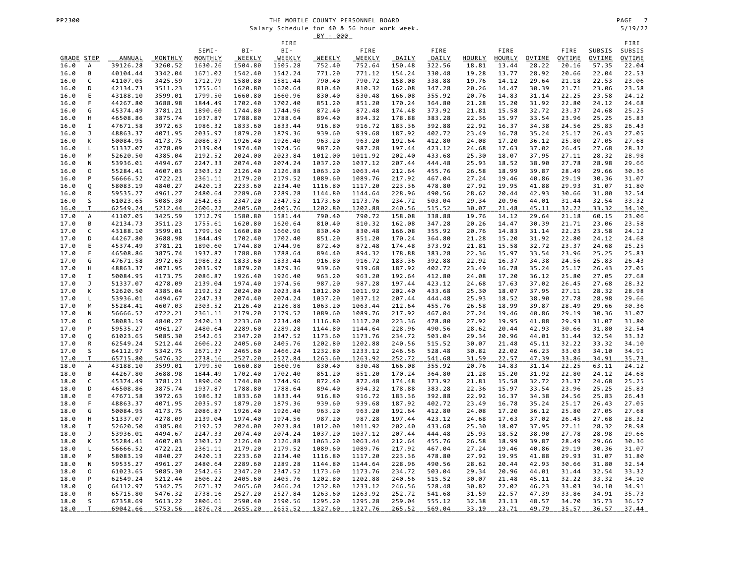THE MOBILE COUNTY PERSONNEL BOARD

Salary Schedule for 40 & 56 hour work week.

BY - 000

| GRADE | STEP | ANNUAL | MONTHLY | SEMI-MONTHLY | BI-WEEKLY | FIRE BI-WEEKLY | WEEKLY | FIRE WEEKLY | DAILY | FIRE DAILY | HOURLY | FIRE HOURLY | OVTIME | FIRE OVTIME | SUBSIS OVTIME | FIRE SUBSIS OVTIME |
|---|---|---|---|---|---|---|---|---|---|---|---|---|---|---|---|---|
| 16.0 | A | 39126.28 | 3260.52 | 1630.26 | 1504.80 | 1505.28 | 752.40 | 752.64 | 150.48 | 322.56 | 18.81 | 13.44 | 28.22 | 20.16 | 57.35 | 22.04 |
| 16.0 | B | 40104.44 | 3342.04 | 1671.02 | 1542.40 | 1542.24 | 771.20 | 771.12 | 154.24 | 330.48 | 19.28 | 13.77 | 28.92 | 20.66 | 22.04 | 22.53 |
| 16.0 | C | 41107.05 | 3425.59 | 1712.79 | 1580.80 | 1581.44 | 790.40 | 790.72 | 158.08 | 338.88 | 19.76 | 14.12 | 29.64 | 21.18 | 22.53 | 23.06 |
| 16.0 | D | 42134.73 | 3511.23 | 1755.61 | 1620.80 | 1620.64 | 810.40 | 810.32 | 162.08 | 347.28 | 20.26 | 14.47 | 30.39 | 21.71 | 23.06 | 23.58 |
| 16.0 | E | 43188.10 | 3599.01 | 1799.50 | 1660.80 | 1660.96 | 830.40 | 830.48 | 166.08 | 355.92 | 20.76 | 14.83 | 31.14 | 22.25 | 23.58 | 24.12 |
| 16.0 | F | 44267.80 | 3688.98 | 1844.49 | 1702.40 | 1702.40 | 851.20 | 851.20 | 170.24 | 364.80 | 21.28 | 15.20 | 31.92 | 22.80 | 24.12 | 24.68 |
| 16.0 | G | 45374.49 | 3781.21 | 1890.60 | 1744.80 | 1744.96 | 872.40 | 872.48 | 174.48 | 373.92 | 21.81 | 15.58 | 32.72 | 23.37 | 24.68 | 25.25 |
| 16.0 | H | 46508.86 | 3875.74 | 1937.87 | 1788.80 | 1788.64 | 894.40 | 894.32 | 178.88 | 383.28 | 22.36 | 15.97 | 33.54 | 23.96 | 25.25 | 25.83 |
| 16.0 | I | 47671.58 | 3972.63 | 1986.32 | 1833.60 | 1833.44 | 916.80 | 916.72 | 183.36 | 392.88 | 22.92 | 16.37 | 34.38 | 24.56 | 25.83 | 26.43 |
| 16.0 | J | 48863.37 | 4071.95 | 2035.97 | 1879.20 | 1879.36 | 939.60 | 939.68 | 187.92 | 402.72 | 23.49 | 16.78 | 35.24 | 25.17 | 26.43 | 27.05 |
| 16.0 | K | 50084.95 | 4173.75 | 2086.87 | 1926.40 | 1926.40 | 963.20 | 963.20 | 192.64 | 412.80 | 24.08 | 17.20 | 36.12 | 25.80 | 27.05 | 27.68 |
| 16.0 | L | 51337.07 | 4278.09 | 2139.04 | 1974.40 | 1974.56 | 987.20 | 987.28 | 197.44 | 423.12 | 24.68 | 17.63 | 37.02 | 26.45 | 27.68 | 28.32 |
| 16.0 | M | 52620.50 | 4385.04 | 2192.52 | 2024.00 | 2023.84 | 1012.00 | 1011.92 | 202.40 | 433.68 | 25.30 | 18.07 | 37.95 | 27.11 | 28.32 | 28.98 |
| 16.0 | N | 53936.01 | 4494.67 | 2247.33 | 2074.40 | 2074.24 | 1037.20 | 1037.12 | 207.44 | 444.48 | 25.93 | 18.52 | 38.90 | 27.78 | 28.98 | 29.66 |
| 16.0 | O | 55284.41 | 4607.03 | 2303.52 | 2126.40 | 2126.88 | 1063.20 | 1063.44 | 212.64 | 455.76 | 26.58 | 18.99 | 39.87 | 28.49 | 29.66 | 30.36 |
| 16.0 | P | 56666.52 | 4722.21 | 2361.11 | 2179.20 | 2179.52 | 1089.60 | 1089.76 | 217.92 | 467.04 | 27.24 | 19.46 | 40.86 | 29.19 | 30.36 | 31.07 |
| 16.0 | Q | 58083.19 | 4840.27 | 2420.13 | 2233.60 | 2234.40 | 1116.80 | 1117.20 | 223.36 | 478.80 | 27.92 | 19.95 | 41.88 | 29.93 | 31.07 | 31.80 |
| 16.0 | R | 59535.27 | 4961.27 | 2480.64 | 2289.60 | 2289.28 | 1144.80 | 1144.64 | 228.96 | 490.56 | 28.62 | 20.44 | 42.93 | 30.66 | 31.80 | 32.54 |
| 16.0 | S | 61023.65 | 5085.30 | 2542.65 | 2347.20 | 2347.52 | 1173.60 | 1173.76 | 234.72 | 503.04 | 29.34 | 20.96 | 44.01 | 31.44 | 32.54 | 33.32 |
| 16.0 | T | 62549.24 | 5212.44 | 2606.22 | 2405.60 | 2405.76 | 1202.80 | 1202.88 | 240.56 | 515.52 | 30.07 | 21.48 | 45.11 | 32.22 | 33.32 | 34.10 |
| 17.0 | A | 41107.05 | 3425.59 | 1712.79 | 1580.80 | 1581.44 | 790.40 | 790.72 | 158.08 | 338.88 | 19.76 | 14.12 | 29.64 | 21.18 | 60.15 | 23.06 |
| 17.0 | B | 42134.73 | 3511.23 | 1755.61 | 1620.80 | 1620.64 | 810.40 | 810.32 | 162.08 | 347.28 | 20.26 | 14.47 | 30.39 | 21.71 | 23.06 | 23.58 |
| 17.0 | C | 43188.10 | 3599.01 | 1799.50 | 1660.80 | 1660.96 | 830.40 | 830.48 | 166.08 | 355.92 | 20.76 | 14.83 | 31.14 | 22.25 | 23.58 | 24.12 |
| 17.0 | D | 44267.80 | 3688.98 | 1844.49 | 1702.40 | 1702.40 | 851.20 | 851.20 | 170.24 | 364.80 | 21.28 | 15.20 | 31.92 | 22.80 | 24.12 | 24.68 |
| 17.0 | E | 45374.49 | 3781.21 | 1890.60 | 1744.80 | 1744.96 | 872.40 | 872.48 | 174.48 | 373.92 | 21.81 | 15.58 | 32.72 | 23.37 | 24.68 | 25.25 |
| 17.0 | F | 46508.86 | 3875.74 | 1937.87 | 1788.80 | 1788.64 | 894.40 | 894.32 | 178.88 | 383.28 | 22.36 | 15.97 | 33.54 | 23.96 | 25.25 | 25.83 |
| 17.0 | G | 47671.58 | 3972.63 | 1986.32 | 1833.60 | 1833.44 | 916.80 | 916.72 | 183.36 | 392.88 | 22.92 | 16.37 | 34.38 | 24.56 | 25.83 | 26.43 |
| 17.0 | H | 48863.37 | 4071.95 | 2035.97 | 1879.20 | 1879.36 | 939.60 | 939.68 | 187.92 | 402.72 | 23.49 | 16.78 | 35.24 | 25.17 | 26.43 | 27.05 |
| 17.0 | I | 50084.95 | 4173.75 | 2086.87 | 1926.40 | 1926.40 | 963.20 | 963.20 | 192.64 | 412.80 | 24.08 | 17.20 | 36.12 | 25.80 | 27.05 | 27.68 |
| 17.0 | J | 51337.07 | 4278.09 | 2139.04 | 1974.40 | 1974.56 | 987.20 | 987.28 | 197.44 | 423.12 | 24.68 | 17.63 | 37.02 | 26.45 | 27.68 | 28.32 |
| 17.0 | K | 52620.50 | 4385.04 | 2192.52 | 2024.00 | 2023.84 | 1012.00 | 1011.92 | 202.40 | 433.68 | 25.30 | 18.07 | 37.95 | 27.11 | 28.32 | 28.98 |
| 17.0 | L | 53936.01 | 4494.67 | 2247.33 | 2074.40 | 2074.24 | 1037.20 | 1037.12 | 207.44 | 444.48 | 25.93 | 18.52 | 38.90 | 27.78 | 28.98 | 29.66 |
| 17.0 | M | 55284.41 | 4607.03 | 2303.52 | 2126.40 | 2126.88 | 1063.20 | 1063.44 | 212.64 | 455.76 | 26.58 | 18.99 | 39.87 | 28.49 | 29.66 | 30.36 |
| 17.0 | N | 56666.52 | 4722.21 | 2361.11 | 2179.20 | 2179.52 | 1089.60 | 1089.76 | 217.92 | 467.04 | 27.24 | 19.46 | 40.86 | 29.19 | 30.36 | 31.07 |
| 17.0 | O | 58083.19 | 4840.27 | 2420.13 | 2233.60 | 2234.40 | 1116.80 | 1117.20 | 223.36 | 478.80 | 27.92 | 19.95 | 41.88 | 29.93 | 31.07 | 31.80 |
| 17.0 | P | 59535.27 | 4961.27 | 2480.64 | 2289.60 | 2289.28 | 1144.80 | 1144.64 | 228.96 | 490.56 | 28.62 | 20.44 | 42.93 | 30.66 | 31.80 | 32.54 |
| 17.0 | Q | 61023.65 | 5085.30 | 2542.65 | 2347.20 | 2347.52 | 1173.60 | 1173.76 | 234.72 | 503.04 | 29.34 | 20.96 | 44.01 | 31.44 | 32.54 | 33.32 |
| 17.0 | R | 62549.24 | 5212.44 | 2606.22 | 2405.60 | 2405.76 | 1202.80 | 1202.88 | 240.56 | 515.52 | 30.07 | 21.48 | 45.11 | 32.22 | 33.32 | 34.10 |
| 17.0 | S | 64112.97 | 5342.75 | 2671.37 | 2465.60 | 2466.24 | 1232.80 | 1233.12 | 246.56 | 528.48 | 30.82 | 22.02 | 46.23 | 33.03 | 34.10 | 34.91 |
| 17.0 | T | 65715.80 | 5476.32 | 2738.16 | 2527.20 | 2527.84 | 1263.60 | 1263.92 | 252.72 | 541.68 | 31.59 | 22.57 | 47.39 | 33.86 | 34.91 | 35.73 |
| 18.0 | A | 43188.10 | 3599.01 | 1799.50 | 1660.80 | 1660.96 | 830.40 | 830.48 | 166.08 | 355.92 | 20.76 | 14.83 | 31.14 | 22.25 | 63.11 | 24.12 |
| 18.0 | B | 44267.80 | 3688.98 | 1844.49 | 1702.40 | 1702.40 | 851.20 | 851.20 | 170.24 | 364.80 | 21.28 | 15.20 | 31.92 | 22.80 | 24.12 | 24.68 |
| 18.0 | C | 45374.49 | 3781.21 | 1890.60 | 1744.80 | 1744.96 | 872.40 | 872.48 | 174.48 | 373.92 | 21.81 | 15.58 | 32.72 | 23.37 | 24.68 | 25.25 |
| 18.0 | D | 46508.86 | 3875.74 | 1937.87 | 1788.80 | 1788.64 | 894.40 | 894.32 | 178.88 | 383.28 | 22.36 | 15.97 | 33.54 | 23.96 | 25.25 | 25.83 |
| 18.0 | E | 47671.58 | 3972.63 | 1986.32 | 1833.60 | 1833.44 | 916.80 | 916.72 | 183.36 | 392.88 | 22.92 | 16.37 | 34.38 | 24.56 | 25.83 | 26.43 |
| 18.0 | F | 48863.37 | 4071.95 | 2035.97 | 1879.20 | 1879.36 | 939.60 | 939.68 | 187.92 | 402.72 | 23.49 | 16.78 | 35.24 | 25.17 | 26.43 | 27.05 |
| 18.0 | G | 50084.95 | 4173.75 | 2086.87 | 1926.40 | 1926.40 | 963.20 | 963.20 | 192.64 | 412.80 | 24.08 | 17.20 | 36.12 | 25.80 | 27.05 | 27.68 |
| 18.0 | H | 51337.07 | 4278.09 | 2139.04 | 1974.40 | 1974.56 | 987.20 | 987.28 | 197.44 | 423.12 | 24.68 | 17.63 | 37.02 | 26.45 | 27.68 | 28.32 |
| 18.0 | I | 52620.50 | 4385.04 | 2192.52 | 2024.00 | 2023.84 | 1012.00 | 1011.92 | 202.40 | 433.68 | 25.30 | 18.07 | 37.95 | 27.11 | 28.32 | 28.98 |
| 18.0 | J | 53936.01 | 4494.67 | 2247.33 | 2074.40 | 2074.24 | 1037.20 | 1037.12 | 207.44 | 444.48 | 25.93 | 18.52 | 38.90 | 27.78 | 28.98 | 29.66 |
| 18.0 | K | 55284.41 | 4607.03 | 2303.52 | 2126.40 | 2126.88 | 1063.20 | 1063.44 | 212.64 | 455.76 | 26.58 | 18.99 | 39.87 | 28.49 | 29.66 | 30.36 |
| 18.0 | L | 56666.52 | 4722.21 | 2361.11 | 2179.20 | 2179.52 | 1089.60 | 1089.76 | 217.92 | 467.04 | 27.24 | 19.46 | 40.86 | 29.19 | 30.36 | 31.07 |
| 18.0 | M | 58083.19 | 4840.27 | 2420.13 | 2233.60 | 2234.40 | 1116.80 | 1117.20 | 223.36 | 478.80 | 27.92 | 19.95 | 41.88 | 29.93 | 31.07 | 31.80 |
| 18.0 | N | 59535.27 | 4961.27 | 2480.64 | 2289.60 | 2289.28 | 1144.80 | 1144.64 | 228.96 | 490.56 | 28.62 | 20.44 | 42.93 | 30.66 | 31.80 | 32.54 |
| 18.0 | O | 61023.65 | 5085.30 | 2542.65 | 2347.20 | 2347.52 | 1173.60 | 1173.76 | 234.72 | 503.04 | 29.34 | 20.96 | 44.01 | 31.44 | 32.54 | 33.32 |
| 18.0 | P | 62549.24 | 5212.44 | 2606.22 | 2405.60 | 2405.76 | 1202.80 | 1202.88 | 240.56 | 515.52 | 30.07 | 21.48 | 45.11 | 32.22 | 33.32 | 34.10 |
| 18.0 | Q | 64112.97 | 5342.75 | 2671.37 | 2465.60 | 2466.24 | 1232.80 | 1233.12 | 246.56 | 528.48 | 30.82 | 22.02 | 46.23 | 33.03 | 34.10 | 34.91 |
| 18.0 | R | 65715.80 | 5476.32 | 2738.16 | 2527.20 | 2527.84 | 1263.60 | 1263.92 | 252.72 | 541.68 | 31.59 | 22.57 | 47.39 | 33.86 | 34.91 | 35.73 |
| 18.0 | S | 67358.69 | 5613.22 | 2806.61 | 2590.40 | 2590.56 | 1295.20 | 1295.28 | 259.04 | 555.12 | 32.38 | 23.13 | 48.57 | 34.70 | 35.73 | 36.57 |
| 18.0 | T | 69042.66 | 5753.56 | 2876.78 | 2655.20 | 2655.52 | 1327.60 | 1327.76 | 265.52 | 569.04 | 33.19 | 23.71 | 49.79 | 35.57 | 36.57 | 37.44 |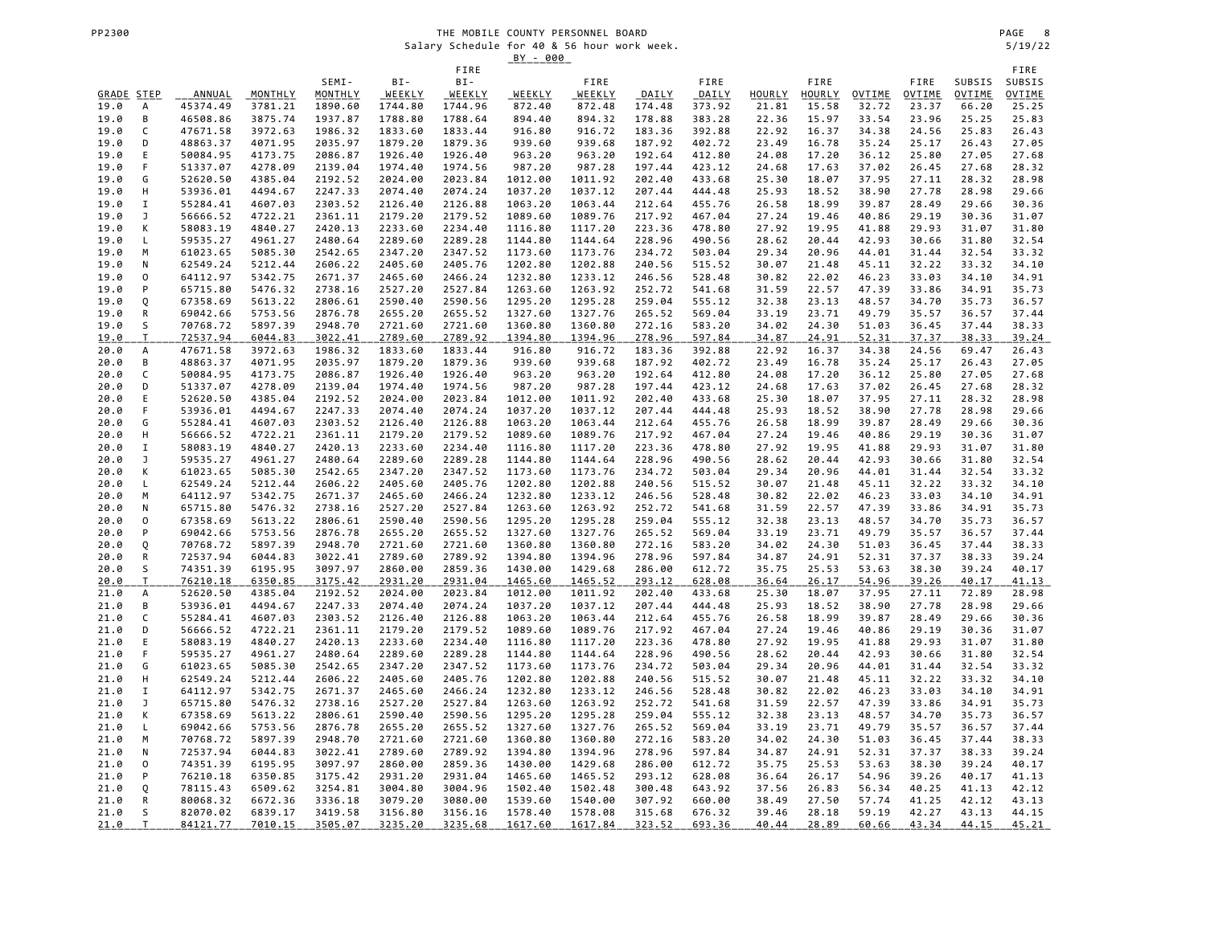THE MOBILE COUNTY PERSONNEL BOARD
Salary Schedule for 40 & 56 hour work week.
BY - 000

| GRADE | STEP | ANNUAL | MONTHLY | SEMI-MONTHLY | BI-WEEKLY | FIRE BI-WEEKLY | WEEKLY | FIRE WEEKLY | DAILY | FIRE DAILY | HOURLY | FIRE HOURLY | OVTIME | FIRE OVTIME | SUBSIS OVTIME | FIRE SUBSIS OVTIME |
|---|---|---|---|---|---|---|---|---|---|---|---|---|---|---|---|---|
| 19.0 | A | 45374.49 | 3781.21 | 1890.60 | 1744.80 | 1744.96 | 872.40 | 872.48 | 174.48 | 373.92 | 21.81 | 15.58 | 32.72 | 23.37 | 66.20 | 25.25 |
| 19.0 | B | 46508.86 | 3875.74 | 1937.87 | 1788.80 | 1788.64 | 894.40 | 894.32 | 178.88 | 383.28 | 22.36 | 15.97 | 33.54 | 23.96 | 25.25 | 25.83 |
| 19.0 | C | 47671.58 | 3972.63 | 1986.32 | 1833.60 | 1833.44 | 916.80 | 916.72 | 183.36 | 392.88 | 22.92 | 16.37 | 34.38 | 24.56 | 25.83 | 26.43 |
| 19.0 | D | 48863.37 | 4071.95 | 2035.97 | 1879.20 | 1879.36 | 939.60 | 939.68 | 187.92 | 402.72 | 23.49 | 16.78 | 35.24 | 25.17 | 26.43 | 27.05 |
| 19.0 | E | 50084.95 | 4173.75 | 2086.87 | 1926.40 | 1926.40 | 963.20 | 963.20 | 192.64 | 412.80 | 24.08 | 17.20 | 36.12 | 25.80 | 27.05 | 27.68 |
| 19.0 | F | 51337.07 | 4278.09 | 2139.04 | 1974.40 | 1974.56 | 987.20 | 987.28 | 197.44 | 423.12 | 24.68 | 17.63 | 37.02 | 26.45 | 27.68 | 28.32 |
| 19.0 | G | 52620.50 | 4385.04 | 2192.52 | 2024.00 | 2023.84 | 1012.00 | 1011.92 | 202.40 | 433.68 | 25.30 | 18.07 | 37.95 | 27.11 | 28.32 | 28.98 |
| 19.0 | H | 53936.01 | 4494.67 | 2247.33 | 2074.40 | 2074.24 | 1037.20 | 1037.12 | 207.44 | 444.48 | 25.93 | 18.52 | 38.90 | 27.78 | 28.98 | 29.66 |
| 19.0 | I | 55284.41 | 4607.03 | 2303.52 | 2126.40 | 2126.88 | 1063.20 | 1063.44 | 212.64 | 455.76 | 26.58 | 18.99 | 39.87 | 28.49 | 29.66 | 30.36 |
| 19.0 | J | 56666.52 | 4722.21 | 2361.11 | 2179.20 | 2179.52 | 1089.60 | 1089.76 | 217.92 | 467.04 | 27.24 | 19.46 | 40.86 | 29.19 | 30.36 | 31.07 |
| 19.0 | K | 58083.19 | 4840.27 | 2420.13 | 2233.60 | 2234.40 | 1116.80 | 1117.20 | 223.36 | 478.80 | 27.92 | 19.95 | 41.88 | 29.93 | 31.07 | 31.80 |
| 19.0 | L | 59535.27 | 4961.27 | 2480.64 | 2289.60 | 2289.28 | 1144.80 | 1144.64 | 228.96 | 490.56 | 28.62 | 20.44 | 42.93 | 30.66 | 31.80 | 32.54 |
| 19.0 | M | 61023.65 | 5085.30 | 2542.65 | 2347.20 | 2347.52 | 1173.60 | 1173.76 | 234.72 | 503.04 | 29.34 | 20.96 | 44.01 | 31.44 | 32.54 | 33.32 |
| 19.0 | N | 62549.24 | 5212.44 | 2606.22 | 2405.60 | 2405.76 | 1202.80 | 1202.88 | 240.56 | 515.52 | 30.07 | 21.48 | 45.11 | 32.22 | 33.32 | 34.10 |
| 19.0 | O | 64112.97 | 5342.75 | 2671.37 | 2465.60 | 2466.24 | 1232.80 | 1233.12 | 246.56 | 528.48 | 30.82 | 22.02 | 46.23 | 33.03 | 34.10 | 34.91 |
| 19.0 | P | 65715.80 | 5476.32 | 2738.16 | 2527.20 | 2527.84 | 1263.60 | 1263.92 | 252.72 | 541.68 | 31.59 | 22.57 | 47.39 | 33.86 | 34.91 | 35.73 |
| 19.0 | Q | 67358.69 | 5613.22 | 2806.61 | 2590.40 | 2590.56 | 1295.20 | 1295.28 | 259.04 | 555.12 | 32.38 | 23.13 | 48.57 | 34.70 | 35.73 | 36.57 |
| 19.0 | R | 69042.66 | 5753.56 | 2876.78 | 2655.20 | 2655.52 | 1327.60 | 1327.76 | 265.52 | 569.04 | 33.19 | 23.71 | 49.79 | 35.57 | 36.57 | 37.44 |
| 19.0 | S | 70768.72 | 5897.39 | 2948.70 | 2721.60 | 2721.60 | 1360.80 | 1360.80 | 272.16 | 583.20 | 34.02 | 24.30 | 51.03 | 36.45 | 37.44 | 38.33 |
| 19.0 | T | 72537.94 | 6044.83 | 3022.41 | 2789.60 | 2789.92 | 1394.80 | 1394.96 | 278.96 | 597.84 | 34.87 | 24.91 | 52.31 | 37.37 | 38.33 | 39.24 |
| 20.0 | A | 47671.58 | 3972.63 | 1986.32 | 1833.60 | 1833.44 | 916.80 | 916.72 | 183.36 | 392.88 | 22.92 | 16.37 | 34.38 | 24.56 | 69.47 | 26.43 |
| 20.0 | B | 48863.37 | 4071.95 | 2035.97 | 1879.20 | 1879.36 | 939.60 | 939.68 | 187.92 | 402.72 | 23.49 | 16.78 | 35.24 | 25.17 | 26.43 | 27.05 |
| 20.0 | C | 50084.95 | 4173.75 | 2086.87 | 1926.40 | 1926.40 | 963.20 | 963.20 | 192.64 | 412.80 | 24.08 | 17.20 | 36.12 | 25.80 | 27.05 | 27.68 |
| 20.0 | D | 51337.07 | 4278.09 | 2139.04 | 1974.40 | 1974.56 | 987.20 | 987.28 | 197.44 | 423.12 | 24.68 | 17.63 | 37.02 | 26.45 | 27.68 | 28.32 |
| 20.0 | E | 52620.50 | 4385.04 | 2192.52 | 2024.00 | 2023.84 | 1012.00 | 1011.92 | 202.40 | 433.68 | 25.30 | 18.07 | 37.95 | 27.11 | 28.32 | 28.98 |
| 20.0 | F | 53936.01 | 4494.67 | 2247.33 | 2074.40 | 2074.24 | 1037.20 | 1037.12 | 207.44 | 444.48 | 25.93 | 18.52 | 38.90 | 27.78 | 28.98 | 29.66 |
| 20.0 | G | 55284.41 | 4607.03 | 2303.52 | 2126.40 | 2126.88 | 1063.20 | 1063.44 | 212.64 | 455.76 | 26.58 | 18.99 | 39.87 | 28.49 | 29.66 | 30.36 |
| 20.0 | H | 56666.52 | 4722.21 | 2361.11 | 2179.20 | 2179.52 | 1089.60 | 1089.76 | 217.92 | 467.04 | 27.24 | 19.46 | 40.86 | 29.19 | 30.36 | 31.07 |
| 20.0 | I | 58083.19 | 4840.27 | 2420.13 | 2233.60 | 2234.40 | 1116.80 | 1117.20 | 223.36 | 478.80 | 27.92 | 19.95 | 41.88 | 29.93 | 31.07 | 31.80 |
| 20.0 | J | 59535.27 | 4961.27 | 2480.64 | 2289.60 | 2289.28 | 1144.80 | 1144.64 | 228.96 | 490.56 | 28.62 | 20.44 | 42.93 | 30.66 | 31.80 | 32.54 |
| 20.0 | K | 61023.65 | 5085.30 | 2542.65 | 2347.20 | 2347.52 | 1173.60 | 1173.76 | 234.72 | 503.04 | 29.34 | 20.96 | 44.01 | 31.44 | 32.54 | 33.32 |
| 20.0 | L | 62549.24 | 5212.44 | 2606.22 | 2405.60 | 2405.76 | 1202.80 | 1202.88 | 240.56 | 515.52 | 30.07 | 21.48 | 45.11 | 32.22 | 33.32 | 34.10 |
| 20.0 | M | 64112.97 | 5342.75 | 2671.37 | 2465.60 | 2466.24 | 1232.80 | 1233.12 | 246.56 | 528.48 | 30.82 | 22.02 | 46.23 | 33.03 | 34.10 | 34.91 |
| 20.0 | N | 65715.80 | 5476.32 | 2738.16 | 2527.20 | 2527.84 | 1263.60 | 1263.92 | 252.72 | 541.68 | 31.59 | 22.57 | 47.39 | 33.86 | 34.91 | 35.73 |
| 20.0 | O | 67358.69 | 5613.22 | 2806.61 | 2590.40 | 2590.56 | 1295.20 | 1295.28 | 259.04 | 555.12 | 32.38 | 23.13 | 48.57 | 34.70 | 35.73 | 36.57 |
| 20.0 | P | 69042.66 | 5753.56 | 2876.78 | 2655.20 | 2655.52 | 1327.60 | 1327.76 | 265.52 | 569.04 | 33.19 | 23.71 | 49.79 | 35.57 | 36.57 | 37.44 |
| 20.0 | Q | 70768.72 | 5897.39 | 2948.70 | 2721.60 | 2721.60 | 1360.80 | 1360.80 | 272.16 | 583.20 | 34.02 | 24.30 | 51.03 | 36.45 | 37.44 | 38.33 |
| 20.0 | R | 72537.94 | 6044.83 | 3022.41 | 2789.60 | 2789.92 | 1394.80 | 1394.96 | 278.96 | 597.84 | 34.87 | 24.91 | 52.31 | 37.37 | 38.33 | 39.24 |
| 20.0 | S | 74351.39 | 6195.95 | 3097.97 | 2860.00 | 2859.36 | 1430.00 | 1429.68 | 286.00 | 612.72 | 35.75 | 25.53 | 53.63 | 38.30 | 39.24 | 40.17 |
| 20.0 | T | 76210.18 | 6350.85 | 3175.42 | 2931.20 | 2931.04 | 1465.60 | 1465.52 | 293.12 | 628.08 | 36.64 | 26.17 | 54.96 | 39.26 | 40.17 | 41.13 |
| 21.0 | A | 52620.50 | 4385.04 | 2192.52 | 2024.00 | 2023.84 | 1012.00 | 1011.92 | 202.40 | 433.68 | 25.30 | 18.07 | 37.95 | 27.11 | 72.89 | 28.98 |
| 21.0 | B | 53936.01 | 4494.67 | 2247.33 | 2074.40 | 2074.24 | 1037.20 | 1037.12 | 207.44 | 444.48 | 25.93 | 18.52 | 38.90 | 27.78 | 28.98 | 29.66 |
| 21.0 | C | 55284.41 | 4607.03 | 2303.52 | 2126.40 | 2126.88 | 1063.20 | 1063.44 | 212.64 | 455.76 | 26.58 | 18.99 | 39.87 | 28.49 | 29.66 | 30.36 |
| 21.0 | D | 56666.52 | 4722.21 | 2361.11 | 2179.20 | 2179.52 | 1089.60 | 1089.76 | 217.92 | 467.04 | 27.24 | 19.46 | 40.86 | 29.19 | 30.36 | 31.07 |
| 21.0 | E | 58083.19 | 4840.27 | 2420.13 | 2233.60 | 2234.40 | 1116.80 | 1117.20 | 223.36 | 478.80 | 27.92 | 19.95 | 41.88 | 29.93 | 31.07 | 31.80 |
| 21.0 | F | 59535.27 | 4961.27 | 2480.64 | 2289.60 | 2289.28 | 1144.80 | 1144.64 | 228.96 | 490.56 | 28.62 | 20.44 | 42.93 | 30.66 | 31.80 | 32.54 |
| 21.0 | G | 61023.65 | 5085.30 | 2542.65 | 2347.20 | 2347.52 | 1173.60 | 1173.76 | 234.72 | 503.04 | 29.34 | 20.96 | 44.01 | 31.44 | 32.54 | 33.32 |
| 21.0 | H | 62549.24 | 5212.44 | 2606.22 | 2405.60 | 2405.76 | 1202.80 | 1202.88 | 240.56 | 515.52 | 30.07 | 21.48 | 45.11 | 32.22 | 33.32 | 34.10 |
| 21.0 | I | 64112.97 | 5342.75 | 2671.37 | 2465.60 | 2466.24 | 1232.80 | 1233.12 | 246.56 | 528.48 | 30.82 | 22.02 | 46.23 | 33.03 | 34.10 | 34.91 |
| 21.0 | J | 65715.80 | 5476.32 | 2738.16 | 2527.20 | 2527.84 | 1263.60 | 1263.92 | 252.72 | 541.68 | 31.59 | 22.57 | 47.39 | 33.86 | 34.91 | 35.73 |
| 21.0 | K | 67358.69 | 5613.22 | 2806.61 | 2590.40 | 2590.56 | 1295.20 | 1295.28 | 259.04 | 555.12 | 32.38 | 23.13 | 48.57 | 34.70 | 35.73 | 36.57 |
| 21.0 | L | 69042.66 | 5753.56 | 2876.78 | 2655.20 | 2655.52 | 1327.60 | 1327.76 | 265.52 | 569.04 | 33.19 | 23.71 | 49.79 | 35.57 | 36.57 | 37.44 |
| 21.0 | M | 70768.72 | 5897.39 | 2948.70 | 2721.60 | 2721.60 | 1360.80 | 1360.80 | 272.16 | 583.20 | 34.02 | 24.30 | 51.03 | 36.45 | 37.44 | 38.33 |
| 21.0 | N | 72537.94 | 6044.83 | 3022.41 | 2789.60 | 2789.92 | 1394.80 | 1394.96 | 278.96 | 597.84 | 34.87 | 24.91 | 52.31 | 37.37 | 38.33 | 39.24 |
| 21.0 | O | 74351.39 | 6195.95 | 3097.97 | 2860.00 | 2859.36 | 1430.00 | 1429.68 | 286.00 | 612.72 | 35.75 | 25.53 | 53.63 | 38.30 | 39.24 | 40.17 |
| 21.0 | P | 76210.18 | 6350.85 | 3175.42 | 2931.20 | 2931.04 | 1465.60 | 1465.52 | 293.12 | 628.08 | 36.64 | 26.17 | 54.96 | 39.26 | 40.17 | 41.13 |
| 21.0 | Q | 78115.43 | 6509.62 | 3254.81 | 3004.80 | 3004.96 | 1502.40 | 1502.48 | 300.48 | 643.92 | 37.56 | 26.83 | 56.34 | 40.25 | 41.13 | 42.12 |
| 21.0 | R | 80068.32 | 6672.36 | 3336.18 | 3079.20 | 3080.00 | 1539.60 | 1540.00 | 307.92 | 660.00 | 38.49 | 27.50 | 57.74 | 41.25 | 42.12 | 43.13 |
| 21.0 | S | 82070.02 | 6839.17 | 3419.58 | 3156.80 | 3156.16 | 1578.40 | 1578.08 | 315.68 | 676.32 | 39.46 | 28.18 | 59.19 | 42.27 | 43.13 | 44.15 |
| 21.0 | T | 84121.77 | 7010.15 | 3505.07 | 3235.20 | 3235.68 | 1617.60 | 1617.84 | 323.52 | 693.36 | 40.44 | 28.89 | 60.66 | 43.34 | 44.15 | 45.21 |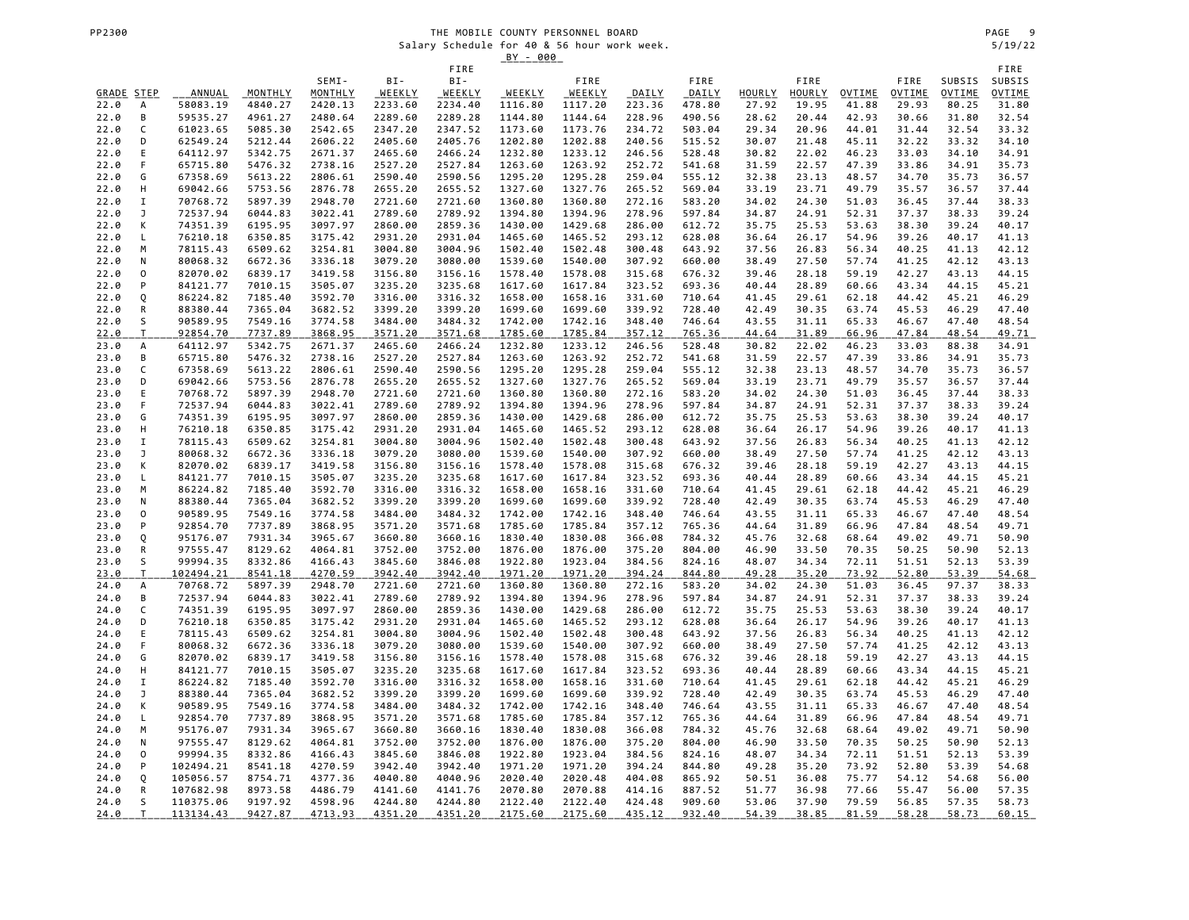THE MOBILE COUNTY PERSONNEL BOARD
Salary Schedule for 40 & 56 hour work week.
BY - 000

| GRADE | STEP | ANNUAL | MONTHLY | SEMI-MONTHLY | BI-WEEKLY | FIRE BI-WEEKLY | WEEKLY | FIRE WEEKLY | DAILY | FIRE DAILY | HOURLY | FIRE HOURLY | OVTIME | FIRE OVTIME | SUBSIS OVTIME | FIRE SUBSIS OVTIME |
|---|---|---|---|---|---|---|---|---|---|---|---|---|---|---|---|---|
| 22.0 | A | 58083.19 | 4840.27 | 2420.13 | 2233.60 | 2234.40 | 1116.80 | 1117.20 | 223.36 | 478.80 | 27.92 | 19.95 | 41.88 | 29.93 | 80.25 | 31.80 |
| 22.0 | B | 59535.27 | 4961.27 | 2480.64 | 2289.60 | 2289.28 | 1144.80 | 1144.64 | 228.96 | 490.56 | 28.62 | 20.44 | 42.93 | 30.66 | 31.80 | 32.54 |
| 22.0 | C | 61023.65 | 5085.30 | 2542.65 | 2347.20 | 2347.52 | 1173.60 | 1173.76 | 234.72 | 503.04 | 29.34 | 20.96 | 44.01 | 31.44 | 32.54 | 33.32 |
| 22.0 | D | 62549.24 | 5212.44 | 2606.22 | 2405.60 | 2405.76 | 1202.80 | 1202.88 | 240.56 | 515.52 | 30.07 | 21.48 | 45.11 | 32.22 | 33.32 | 34.10 |
| 22.0 | E | 64112.97 | 5342.75 | 2671.37 | 2465.60 | 2466.24 | 1232.80 | 1233.12 | 246.56 | 528.48 | 30.82 | 22.02 | 46.23 | 33.03 | 34.10 | 34.91 |
| 22.0 | F | 65715.80 | 5476.32 | 2738.16 | 2527.20 | 2527.84 | 1263.60 | 1263.92 | 252.72 | 541.68 | 31.59 | 22.57 | 47.39 | 33.86 | 34.91 | 35.73 |
| 22.0 | G | 67358.69 | 5613.22 | 2806.61 | 2590.40 | 2590.56 | 1295.20 | 1295.28 | 259.04 | 555.12 | 32.38 | 23.13 | 48.57 | 34.70 | 35.73 | 36.57 |
| 22.0 | H | 69042.66 | 5753.56 | 2876.78 | 2655.20 | 2655.52 | 1327.60 | 1327.76 | 265.52 | 569.04 | 33.19 | 23.71 | 49.79 | 35.57 | 36.57 | 37.44 |
| 22.0 | I | 70768.72 | 5897.39 | 2948.70 | 2721.60 | 2721.60 | 1360.80 | 1360.80 | 272.16 | 583.20 | 34.02 | 24.30 | 51.03 | 36.45 | 37.44 | 38.33 |
| 22.0 | J | 72537.94 | 6044.83 | 3022.41 | 2789.60 | 2789.92 | 1394.80 | 1394.96 | 278.96 | 597.84 | 34.87 | 24.91 | 52.31 | 37.37 | 38.33 | 39.24 |
| 22.0 | K | 74351.39 | 6195.95 | 3097.97 | 2860.00 | 2859.36 | 1430.00 | 1429.68 | 286.00 | 612.72 | 35.75 | 25.53 | 53.63 | 38.30 | 39.24 | 40.17 |
| 22.0 | L | 76210.18 | 6350.85 | 3175.42 | 2931.20 | 2931.04 | 1465.60 | 1465.52 | 293.12 | 628.08 | 36.64 | 26.17 | 54.96 | 39.26 | 40.17 | 41.13 |
| 22.0 | M | 78115.43 | 6509.62 | 3254.81 | 3004.80 | 3004.96 | 1502.40 | 1502.48 | 300.48 | 643.92 | 37.56 | 26.83 | 56.34 | 40.25 | 41.13 | 42.12 |
| 22.0 | N | 80068.32 | 6672.36 | 3336.18 | 3079.20 | 3080.00 | 1539.60 | 1540.00 | 307.92 | 660.00 | 38.49 | 27.50 | 57.74 | 41.25 | 42.12 | 43.13 |
| 22.0 | O | 82070.02 | 6839.17 | 3419.58 | 3156.80 | 3156.16 | 1578.40 | 1578.08 | 315.68 | 676.32 | 39.46 | 28.18 | 59.19 | 42.27 | 43.13 | 44.15 |
| 22.0 | P | 84121.77 | 7010.15 | 3505.07 | 3235.20 | 3235.68 | 1617.60 | 1617.84 | 323.52 | 693.36 | 40.44 | 28.89 | 60.66 | 43.34 | 44.15 | 45.21 |
| 22.0 | Q | 86224.82 | 7185.40 | 3592.70 | 3316.00 | 3316.32 | 1658.00 | 1658.16 | 331.60 | 710.64 | 41.45 | 29.61 | 62.18 | 44.42 | 45.21 | 46.29 |
| 22.0 | R | 88380.44 | 7365.04 | 3682.52 | 3399.20 | 3399.20 | 1699.60 | 1699.60 | 339.92 | 728.40 | 42.49 | 30.35 | 63.74 | 45.53 | 46.29 | 47.40 |
| 22.0 | S | 90589.95 | 7549.16 | 3774.58 | 3484.00 | 3484.32 | 1742.00 | 1742.16 | 348.40 | 746.64 | 43.55 | 31.11 | 65.33 | 46.67 | 47.40 | 48.54 |
| 22.0 | T | 92854.70 | 7737.89 | 3868.95 | 3571.20 | 3571.68 | 1785.60 | 1785.84 | 357.12 | 765.36 | 44.64 | 31.89 | 66.96 | 47.84 | 48.54 | 49.71 |
| 23.0 | A | 64112.97 | 5342.75 | 2671.37 | 2465.60 | 2466.24 | 1232.80 | 1233.12 | 246.56 | 528.48 | 30.82 | 22.02 | 46.23 | 33.03 | 88.38 | 34.91 |
| 23.0 | B | 65715.80 | 5476.32 | 2738.16 | 2527.20 | 2527.84 | 1263.60 | 1263.92 | 252.72 | 541.68 | 31.59 | 22.57 | 47.39 | 33.86 | 34.91 | 35.73 |
| 23.0 | C | 67358.69 | 5613.22 | 2806.61 | 2590.40 | 2590.56 | 1295.20 | 1295.28 | 259.04 | 555.12 | 32.38 | 23.13 | 48.57 | 34.70 | 35.73 | 36.57 |
| 23.0 | D | 69042.66 | 5753.56 | 2876.78 | 2655.20 | 2655.52 | 1327.60 | 1327.76 | 265.52 | 569.04 | 33.19 | 23.71 | 49.79 | 35.57 | 36.57 | 37.44 |
| 23.0 | E | 70768.72 | 5897.39 | 2948.70 | 2721.60 | 2721.60 | 1360.80 | 1360.80 | 272.16 | 583.20 | 34.02 | 24.30 | 51.03 | 36.45 | 37.44 | 38.33 |
| 23.0 | F | 72537.94 | 6044.83 | 3022.41 | 2789.60 | 2789.92 | 1394.80 | 1394.96 | 278.96 | 597.84 | 34.87 | 24.91 | 52.31 | 37.37 | 38.33 | 39.24 |
| 23.0 | G | 74351.39 | 6195.95 | 3097.97 | 2860.00 | 2859.36 | 1430.00 | 1429.68 | 286.00 | 612.72 | 35.75 | 25.53 | 53.63 | 38.30 | 39.24 | 40.17 |
| 23.0 | H | 76210.18 | 6350.85 | 3175.42 | 2931.20 | 2931.04 | 1465.60 | 1465.52 | 293.12 | 628.08 | 36.64 | 26.17 | 54.96 | 39.26 | 40.17 | 41.13 |
| 23.0 | I | 78115.43 | 6509.62 | 3254.81 | 3004.80 | 3004.96 | 1502.40 | 1502.48 | 300.48 | 643.92 | 37.56 | 26.83 | 56.34 | 40.25 | 41.13 | 42.12 |
| 23.0 | J | 80068.32 | 6672.36 | 3336.18 | 3079.20 | 3080.00 | 1539.60 | 1540.00 | 307.92 | 660.00 | 38.49 | 27.50 | 57.74 | 41.25 | 42.12 | 43.13 |
| 23.0 | K | 82070.02 | 6839.17 | 3419.58 | 3156.80 | 3156.16 | 1578.40 | 1578.08 | 315.68 | 676.32 | 39.46 | 28.18 | 59.19 | 42.27 | 43.13 | 44.15 |
| 23.0 | L | 84121.77 | 7010.15 | 3505.07 | 3235.20 | 3235.68 | 1617.60 | 1617.84 | 323.52 | 693.36 | 40.44 | 28.89 | 60.66 | 43.34 | 44.15 | 45.21 |
| 23.0 | M | 86224.82 | 7185.40 | 3592.70 | 3316.00 | 3316.32 | 1658.00 | 1658.16 | 331.60 | 710.64 | 41.45 | 29.61 | 62.18 | 44.42 | 45.21 | 46.29 |
| 23.0 | N | 88380.44 | 7365.04 | 3682.52 | 3399.20 | 3399.20 | 1699.60 | 1699.60 | 339.92 | 728.40 | 42.49 | 30.35 | 63.74 | 45.53 | 46.29 | 47.40 |
| 23.0 | O | 90589.95 | 7549.16 | 3774.58 | 3484.00 | 3484.32 | 1742.00 | 1742.16 | 348.40 | 746.64 | 43.55 | 31.11 | 65.33 | 46.67 | 47.40 | 48.54 |
| 23.0 | P | 92854.70 | 7737.89 | 3868.95 | 3571.20 | 3571.68 | 1785.60 | 1785.84 | 357.12 | 765.36 | 44.64 | 31.89 | 66.96 | 47.84 | 48.54 | 49.71 |
| 23.0 | Q | 95176.07 | 7931.34 | 3965.67 | 3660.80 | 3660.16 | 1830.40 | 1830.08 | 366.08 | 784.32 | 45.76 | 32.68 | 68.64 | 49.02 | 49.71 | 50.90 |
| 23.0 | R | 97555.47 | 8129.62 | 4064.81 | 3752.00 | 3752.00 | 1876.00 | 1876.00 | 375.20 | 804.00 | 46.90 | 33.50 | 70.35 | 50.25 | 50.90 | 52.13 |
| 23.0 | S | 99994.35 | 8332.86 | 4166.43 | 3845.60 | 3846.08 | 1922.80 | 1923.04 | 384.56 | 824.16 | 48.07 | 34.34 | 72.11 | 51.51 | 52.13 | 53.39 |
| 23.0 | T | 102494.21 | 8541.18 | 4270.59 | 3942.40 | 3942.40 | 1971.20 | 1971.20 | 394.24 | 844.80 | 49.28 | 35.20 | 73.92 | 52.80 | 53.39 | 54.68 |
| 24.0 | A | 70768.72 | 5897.39 | 2948.70 | 2721.60 | 2721.60 | 1360.80 | 1360.80 | 272.16 | 583.20 | 34.02 | 24.30 | 51.03 | 36.45 | 97.37 | 38.33 |
| 24.0 | B | 72537.94 | 6044.83 | 3022.41 | 2789.60 | 2789.92 | 1394.80 | 1394.96 | 278.96 | 597.84 | 34.87 | 24.91 | 52.31 | 37.37 | 38.33 | 39.24 |
| 24.0 | C | 74351.39 | 6195.95 | 3097.97 | 2860.00 | 2859.36 | 1430.00 | 1429.68 | 286.00 | 612.72 | 35.75 | 25.53 | 53.63 | 38.30 | 39.24 | 40.17 |
| 24.0 | D | 76210.18 | 6350.85 | 3175.42 | 2931.20 | 2931.04 | 1465.60 | 1465.52 | 293.12 | 628.08 | 36.64 | 26.17 | 54.96 | 39.26 | 40.17 | 41.13 |
| 24.0 | E | 78115.43 | 6509.62 | 3254.81 | 3004.80 | 3004.96 | 1502.40 | 1502.48 | 300.48 | 643.92 | 37.56 | 26.83 | 56.34 | 40.25 | 41.13 | 42.12 |
| 24.0 | F | 80068.32 | 6672.36 | 3336.18 | 3079.20 | 3080.00 | 1539.60 | 1540.00 | 307.92 | 660.00 | 38.49 | 27.50 | 57.74 | 41.25 | 42.12 | 43.13 |
| 24.0 | G | 82070.02 | 6839.17 | 3419.58 | 3156.80 | 3156.16 | 1578.40 | 1578.08 | 315.68 | 676.32 | 39.46 | 28.18 | 59.19 | 42.27 | 43.13 | 44.15 |
| 24.0 | H | 84121.77 | 7010.15 | 3505.07 | 3235.20 | 3235.68 | 1617.60 | 1617.84 | 323.52 | 693.36 | 40.44 | 28.89 | 60.66 | 43.34 | 44.15 | 45.21 |
| 24.0 | I | 86224.82 | 7185.40 | 3592.70 | 3316.00 | 3316.32 | 1658.00 | 1658.16 | 331.60 | 710.64 | 41.45 | 29.61 | 62.18 | 44.42 | 45.21 | 46.29 |
| 24.0 | J | 88380.44 | 7365.04 | 3682.52 | 3399.20 | 3399.20 | 1699.60 | 1699.60 | 339.92 | 728.40 | 42.49 | 30.35 | 63.74 | 45.53 | 46.29 | 47.40 |
| 24.0 | K | 90589.95 | 7549.16 | 3774.58 | 3484.00 | 3484.32 | 1742.00 | 1742.16 | 348.40 | 746.64 | 43.55 | 31.11 | 65.33 | 46.67 | 47.40 | 48.54 |
| 24.0 | L | 92854.70 | 7737.89 | 3868.95 | 3571.20 | 3571.68 | 1785.60 | 1785.84 | 357.12 | 765.36 | 44.64 | 31.89 | 66.96 | 47.84 | 48.54 | 49.71 |
| 24.0 | M | 95176.07 | 7931.34 | 3965.67 | 3660.80 | 3660.16 | 1830.40 | 1830.08 | 366.08 | 784.32 | 45.76 | 32.68 | 68.64 | 49.02 | 49.71 | 50.90 |
| 24.0 | N | 97555.47 | 8129.62 | 4064.81 | 3752.00 | 3752.00 | 1876.00 | 1876.00 | 375.20 | 804.00 | 46.90 | 33.50 | 70.35 | 50.25 | 50.90 | 52.13 |
| 24.0 | O | 99994.35 | 8332.86 | 4166.43 | 3845.60 | 3846.08 | 1922.80 | 1923.04 | 384.56 | 824.16 | 48.07 | 34.34 | 72.11 | 51.51 | 52.13 | 53.39 |
| 24.0 | P | 102494.21 | 8541.18 | 4270.59 | 3942.40 | 3942.40 | 1971.20 | 1971.20 | 394.24 | 844.80 | 49.28 | 35.20 | 73.92 | 52.80 | 53.39 | 54.68 |
| 24.0 | Q | 105056.57 | 8754.71 | 4377.36 | 4040.80 | 4040.96 | 2020.40 | 2020.48 | 404.08 | 865.92 | 50.51 | 36.08 | 75.77 | 54.12 | 54.68 | 56.00 |
| 24.0 | R | 107682.98 | 8973.58 | 4486.79 | 4141.60 | 4141.76 | 2070.80 | 2070.88 | 414.16 | 887.52 | 51.77 | 36.98 | 77.66 | 55.47 | 56.00 | 57.35 |
| 24.0 | S | 110375.06 | 9197.92 | 4598.96 | 4244.80 | 4244.80 | 2122.40 | 2122.40 | 424.48 | 909.60 | 53.06 | 37.90 | 79.59 | 56.85 | 57.35 | 58.73 |
| 24.0 | T | 113134.43 | 9427.87 | 4713.93 | 4351.20 | 4351.20 | 2175.60 | 2175.60 | 435.12 | 932.40 | 54.39 | 38.85 | 81.59 | 58.28 | 58.73 | 60.15 |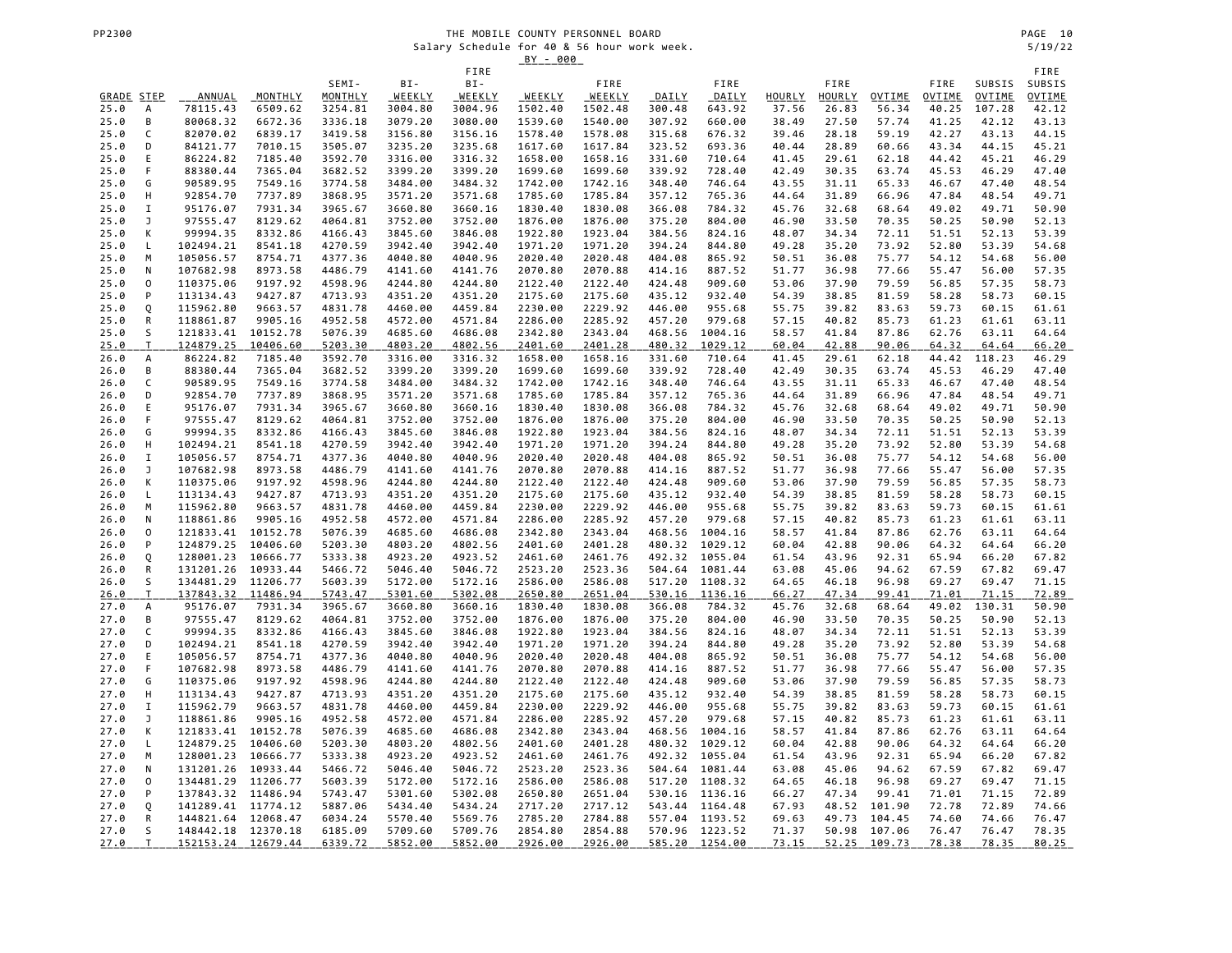# THE MOBILE COUNTY PERSONNEL BOARD

Salary Schedule for 40 & 56 hour work week.

BY - 000

| GRADE | STEP | ANNUAL | MONTHLY | SEMI-MONTHLY | BI-WEEKLY | FIRE BI-WEEKLY | WEEKLY | FIRE WEEKLY | DAILY | FIRE DAILY | HOURLY | FIRE HOURLY | OVTIME | FIRE OVTIME | SUBSIS OVTIME | FIRE SUBSIS OVTIME |
|---|---|---|---|---|---|---|---|---|---|---|---|---|---|---|---|---|
| 25.0 | A | 78115.43 | 6509.62 | 3254.81 | 3004.80 | 3004.96 | 1502.40 | 1502.48 | 300.48 | 643.92 | 37.56 | 26.83 | 56.34 | 40.25 | 107.28 | 42.12 |
| 25.0 | B | 80068.32 | 6672.36 | 3336.18 | 3079.20 | 3080.00 | 1539.60 | 1540.00 | 307.92 | 660.00 | 38.49 | 27.50 | 57.74 | 41.25 | 42.12 | 43.13 |
| 25.0 | C | 82070.02 | 6839.17 | 3419.58 | 3156.80 | 3156.16 | 1578.40 | 1578.08 | 315.68 | 676.32 | 39.46 | 28.18 | 59.19 | 42.27 | 43.13 | 44.15 |
| 25.0 | D | 84121.77 | 7010.15 | 3505.07 | 3235.20 | 3235.68 | 1617.60 | 1617.84 | 323.52 | 693.36 | 40.44 | 28.89 | 60.66 | 43.34 | 44.15 | 45.21 |
| 25.0 | E | 86224.82 | 7185.40 | 3592.70 | 3316.00 | 3316.32 | 1658.00 | 1658.16 | 331.60 | 710.64 | 41.45 | 29.61 | 62.18 | 44.42 | 45.21 | 46.29 |
| 25.0 | F | 88380.44 | 7365.04 | 3682.52 | 3399.20 | 3399.20 | 1699.60 | 1699.60 | 339.92 | 728.40 | 42.49 | 30.35 | 63.74 | 45.53 | 46.29 | 47.40 |
| 25.0 | G | 90589.95 | 7549.16 | 3774.58 | 3484.00 | 3484.32 | 1742.00 | 1742.16 | 348.40 | 746.64 | 43.55 | 31.11 | 65.33 | 46.67 | 47.40 | 48.54 |
| 25.0 | H | 92854.70 | 7737.89 | 3868.95 | 3571.20 | 3571.68 | 1785.60 | 1785.84 | 357.12 | 765.36 | 44.64 | 31.89 | 66.96 | 47.84 | 48.54 | 49.71 |
| 25.0 | I | 95176.07 | 7931.34 | 3965.67 | 3660.80 | 3660.16 | 1830.40 | 1830.08 | 366.08 | 784.32 | 45.76 | 32.68 | 68.64 | 49.02 | 49.71 | 50.90 |
| 25.0 | J | 97555.47 | 8129.62 | 4064.81 | 3752.00 | 3752.00 | 1876.00 | 1876.00 | 375.20 | 804.00 | 46.90 | 33.50 | 70.35 | 50.25 | 50.90 | 52.13 |
| 25.0 | K | 99994.35 | 8332.86 | 4166.43 | 3845.60 | 3846.08 | 1922.80 | 1923.04 | 384.56 | 824.16 | 48.07 | 34.34 | 72.11 | 51.51 | 52.13 | 53.39 |
| 25.0 | L | 102494.21 | 8541.18 | 4270.59 | 3942.40 | 3942.40 | 1971.20 | 1971.20 | 394.24 | 844.80 | 49.28 | 35.20 | 73.92 | 52.80 | 53.39 | 54.68 |
| 25.0 | M | 105056.57 | 8754.71 | 4377.36 | 4040.80 | 4040.96 | 2020.40 | 2020.48 | 404.08 | 865.92 | 50.51 | 36.08 | 75.77 | 54.12 | 54.68 | 56.00 |
| 25.0 | N | 107682.98 | 8973.58 | 4486.79 | 4141.60 | 4141.76 | 2070.80 | 2070.88 | 414.16 | 887.52 | 51.77 | 36.98 | 77.66 | 55.47 | 56.00 | 57.35 |
| 25.0 | O | 110375.06 | 9197.92 | 4598.96 | 4244.80 | 4244.80 | 2122.40 | 2122.40 | 424.48 | 909.60 | 53.06 | 37.90 | 79.59 | 56.85 | 57.35 | 58.73 |
| 25.0 | P | 113134.43 | 9427.87 | 4713.93 | 4351.20 | 4351.20 | 2175.60 | 2175.60 | 435.12 | 932.40 | 54.39 | 38.85 | 81.59 | 58.28 | 58.73 | 60.15 |
| 25.0 | Q | 115962.80 | 9663.57 | 4831.78 | 4460.00 | 4459.84 | 2230.00 | 2229.92 | 446.00 | 955.68 | 55.75 | 39.82 | 83.63 | 59.73 | 60.15 | 61.61 |
| 25.0 | R | 118861.87 | 9905.16 | 4952.58 | 4572.00 | 4571.84 | 2286.00 | 2285.92 | 457.20 | 979.68 | 57.15 | 40.82 | 85.73 | 61.23 | 61.61 | 63.11 |
| 25.0 | S | 121833.41 | 10152.78 | 5076.39 | 4685.60 | 4686.08 | 2342.80 | 2343.04 | 468.56 | 1004.16 | 58.57 | 41.84 | 87.86 | 62.76 | 63.11 | 64.64 |
| 25.0 | T | 124879.25 | 10406.60 | 5203.30 | 4803.20 | 4802.56 | 2401.60 | 2401.28 | 480.32 | 1029.12 | 60.04 | 42.88 | 90.06 | 64.32 | 64.64 | 66.20 |
| 26.0 | A | 86224.82 | 7185.40 | 3592.70 | 3316.00 | 3316.32 | 1658.00 | 1658.16 | 331.60 | 710.64 | 41.45 | 29.61 | 62.18 | 44.42 | 118.23 | 46.29 |
| 26.0 | B | 88380.44 | 7365.04 | 3682.52 | 3399.20 | 3399.20 | 1699.60 | 1699.60 | 339.92 | 728.40 | 42.49 | 30.35 | 63.74 | 45.53 | 46.29 | 47.40 |
| 26.0 | C | 90589.95 | 7549.16 | 3774.58 | 3484.00 | 3484.32 | 1742.00 | 1742.16 | 348.40 | 746.64 | 43.55 | 31.11 | 65.33 | 46.67 | 47.40 | 48.54 |
| 26.0 | D | 92854.70 | 7737.89 | 3868.95 | 3571.20 | 3571.68 | 1785.60 | 1785.84 | 357.12 | 765.36 | 44.64 | 31.89 | 66.96 | 47.84 | 48.54 | 49.71 |
| 26.0 | E | 95176.07 | 7931.34 | 3965.67 | 3660.80 | 3660.16 | 1830.40 | 1830.08 | 366.08 | 784.32 | 45.76 | 32.68 | 68.64 | 49.02 | 49.71 | 50.90 |
| 26.0 | F | 97555.47 | 8129.62 | 4064.81 | 3752.00 | 3752.00 | 1876.00 | 1876.00 | 375.20 | 804.00 | 46.90 | 33.50 | 70.35 | 50.25 | 50.90 | 52.13 |
| 26.0 | G | 99994.35 | 8332.86 | 4166.43 | 3845.60 | 3846.08 | 1922.80 | 1923.04 | 384.56 | 824.16 | 48.07 | 34.34 | 72.11 | 51.51 | 52.13 | 53.39 |
| 26.0 | H | 102494.21 | 8541.18 | 4270.59 | 3942.40 | 3942.40 | 1971.20 | 1971.20 | 394.24 | 844.80 | 49.28 | 35.20 | 73.92 | 52.80 | 53.39 | 54.68 |
| 26.0 | I | 105056.57 | 8754.71 | 4377.36 | 4040.80 | 4040.96 | 2020.40 | 2020.48 | 404.08 | 865.92 | 50.51 | 36.08 | 75.77 | 54.12 | 54.68 | 56.00 |
| 26.0 | J | 107682.98 | 8973.58 | 4486.79 | 4141.60 | 4141.76 | 2070.80 | 2070.88 | 414.16 | 887.52 | 51.77 | 36.98 | 77.66 | 55.47 | 56.00 | 57.35 |
| 26.0 | K | 110375.06 | 9197.92 | 4598.96 | 4244.80 | 4244.80 | 2122.40 | 2122.40 | 424.48 | 909.60 | 53.06 | 37.90 | 79.59 | 56.85 | 57.35 | 58.73 |
| 26.0 | L | 113134.43 | 9427.87 | 4713.93 | 4351.20 | 4351.20 | 2175.60 | 2175.60 | 435.12 | 932.40 | 54.39 | 38.85 | 81.59 | 58.28 | 58.73 | 60.15 |
| 26.0 | M | 115962.80 | 9663.57 | 4831.78 | 4460.00 | 4459.84 | 2230.00 | 2229.92 | 446.00 | 955.68 | 55.75 | 39.82 | 83.63 | 59.73 | 60.15 | 61.61 |
| 26.0 | N | 118861.86 | 9905.16 | 4952.58 | 4572.00 | 4571.84 | 2286.00 | 2285.92 | 457.20 | 979.68 | 57.15 | 40.82 | 85.73 | 61.23 | 61.61 | 63.11 |
| 26.0 | O | 121833.41 | 10152.78 | 5076.39 | 4685.60 | 4686.08 | 2342.80 | 2343.04 | 468.56 | 1004.16 | 58.57 | 41.84 | 87.86 | 62.76 | 63.11 | 64.64 |
| 26.0 | P | 124879.25 | 10406.60 | 5203.30 | 4803.20 | 4802.56 | 2401.60 | 2401.28 | 480.32 | 1029.12 | 60.04 | 42.88 | 90.06 | 64.32 | 64.64 | 66.20 |
| 26.0 | Q | 128001.23 | 10666.77 | 5333.38 | 4923.20 | 4923.52 | 2461.60 | 2461.76 | 492.32 | 1055.04 | 61.54 | 43.96 | 92.31 | 65.94 | 66.20 | 67.82 |
| 26.0 | R | 131201.26 | 10933.44 | 5466.72 | 5046.40 | 5046.72 | 2523.20 | 2523.36 | 504.64 | 1081.44 | 63.08 | 45.06 | 94.62 | 67.59 | 67.82 | 69.47 |
| 26.0 | S | 134481.29 | 11206.77 | 5603.39 | 5172.00 | 5172.16 | 2586.00 | 2586.08 | 517.20 | 1108.32 | 64.65 | 46.18 | 96.98 | 69.27 | 69.47 | 71.15 |
| 26.0 | T | 137843.32 | 11486.94 | 5743.47 | 5301.60 | 5302.08 | 2650.80 | 2651.04 | 530.16 | 1136.16 | 66.27 | 47.34 | 99.41 | 71.01 | 71.15 | 72.89 |
| 27.0 | A | 95176.07 | 7931.34 | 3965.67 | 3660.80 | 3660.16 | 1830.40 | 1830.08 | 366.08 | 784.32 | 45.76 | 32.68 | 68.64 | 49.02 | 130.31 | 50.90 |
| 27.0 | B | 97555.47 | 8129.62 | 4064.81 | 3752.00 | 3752.00 | 1876.00 | 1876.00 | 375.20 | 804.00 | 46.90 | 33.50 | 70.35 | 50.25 | 50.90 | 52.13 |
| 27.0 | C | 99994.35 | 8332.86 | 4166.43 | 3845.60 | 3846.08 | 1922.80 | 1923.04 | 384.56 | 824.16 | 48.07 | 34.34 | 72.11 | 51.51 | 52.13 | 53.39 |
| 27.0 | D | 102494.21 | 8541.18 | 4270.59 | 3942.40 | 3942.40 | 1971.20 | 1971.20 | 394.24 | 844.80 | 49.28 | 35.20 | 73.92 | 52.80 | 53.39 | 54.68 |
| 27.0 | E | 105056.57 | 8754.71 | 4377.36 | 4040.80 | 4040.96 | 2020.40 | 2020.48 | 404.08 | 865.92 | 50.51 | 36.08 | 75.77 | 54.12 | 54.68 | 56.00 |
| 27.0 | F | 107682.98 | 8973.58 | 4486.79 | 4141.60 | 4141.76 | 2070.80 | 2070.88 | 414.16 | 887.52 | 51.77 | 36.98 | 77.66 | 55.47 | 56.00 | 57.35 |
| 27.0 | G | 110375.06 | 9197.92 | 4598.96 | 4244.80 | 4244.80 | 2122.40 | 2122.40 | 424.48 | 909.60 | 53.06 | 37.90 | 79.59 | 56.85 | 57.35 | 58.73 |
| 27.0 | H | 113134.43 | 9427.87 | 4713.93 | 4351.20 | 4351.20 | 2175.60 | 2175.60 | 435.12 | 932.40 | 54.39 | 38.85 | 81.59 | 58.28 | 58.73 | 60.15 |
| 27.0 | I | 115962.79 | 9663.57 | 4831.78 | 4460.00 | 4459.84 | 2230.00 | 2229.92 | 446.00 | 955.68 | 55.75 | 39.82 | 83.63 | 59.73 | 60.15 | 61.61 |
| 27.0 | J | 118861.86 | 9905.16 | 4952.58 | 4572.00 | 4571.84 | 2286.00 | 2285.92 | 457.20 | 979.68 | 57.15 | 40.82 | 85.73 | 61.23 | 61.61 | 63.11 |
| 27.0 | K | 121833.41 | 10152.78 | 5076.39 | 4685.60 | 4686.08 | 2342.80 | 2343.04 | 468.56 | 1004.16 | 58.57 | 41.84 | 87.86 | 62.76 | 63.11 | 64.64 |
| 27.0 | L | 124879.25 | 10406.60 | 5203.30 | 4803.20 | 4802.56 | 2401.60 | 2401.28 | 480.32 | 1029.12 | 60.04 | 42.88 | 90.06 | 64.32 | 64.64 | 66.20 |
| 27.0 | M | 128001.23 | 10666.77 | 5333.38 | 4923.20 | 4923.52 | 2461.60 | 2461.76 | 492.32 | 1055.04 | 61.54 | 43.96 | 92.31 | 65.94 | 66.20 | 67.82 |
| 27.0 | N | 131201.26 | 10933.44 | 5466.72 | 5046.40 | 5046.72 | 2523.20 | 2523.36 | 504.64 | 1081.44 | 63.08 | 45.06 | 94.62 | 67.59 | 67.82 | 69.47 |
| 27.0 | O | 134481.29 | 11206.77 | 5603.39 | 5172.00 | 5172.16 | 2586.00 | 2586.08 | 517.20 | 1108.32 | 64.65 | 46.18 | 96.98 | 69.27 | 69.47 | 71.15 |
| 27.0 | P | 137843.32 | 11486.94 | 5743.47 | 5301.60 | 5302.08 | 2650.80 | 2651.04 | 530.16 | 1136.16 | 66.27 | 47.34 | 99.41 | 71.01 | 71.15 | 72.89 |
| 27.0 | Q | 141289.41 | 11774.12 | 5887.06 | 5434.40 | 5434.24 | 2717.20 | 2717.12 | 543.44 | 1164.48 | 67.93 | 48.52 | 101.90 | 72.78 | 72.89 | 74.66 |
| 27.0 | R | 144821.64 | 12068.47 | 6034.24 | 5570.40 | 5569.76 | 2785.20 | 2784.88 | 557.04 | 1193.52 | 69.63 | 49.73 | 104.45 | 74.60 | 74.66 | 76.47 |
| 27.0 | S | 148442.18 | 12370.18 | 6185.09 | 5709.60 | 5709.76 | 2854.80 | 2854.88 | 570.96 | 1223.52 | 71.37 | 50.98 | 107.06 | 76.47 | 76.47 | 78.35 |
| 27.0 | T | 152153.24 | 12679.44 | 6339.72 | 5852.00 | 5852.00 | 2926.00 | 2926.00 | 585.20 | 1254.00 | 73.15 | 52.25 | 109.73 | 78.38 | 78.35 | 80.25 |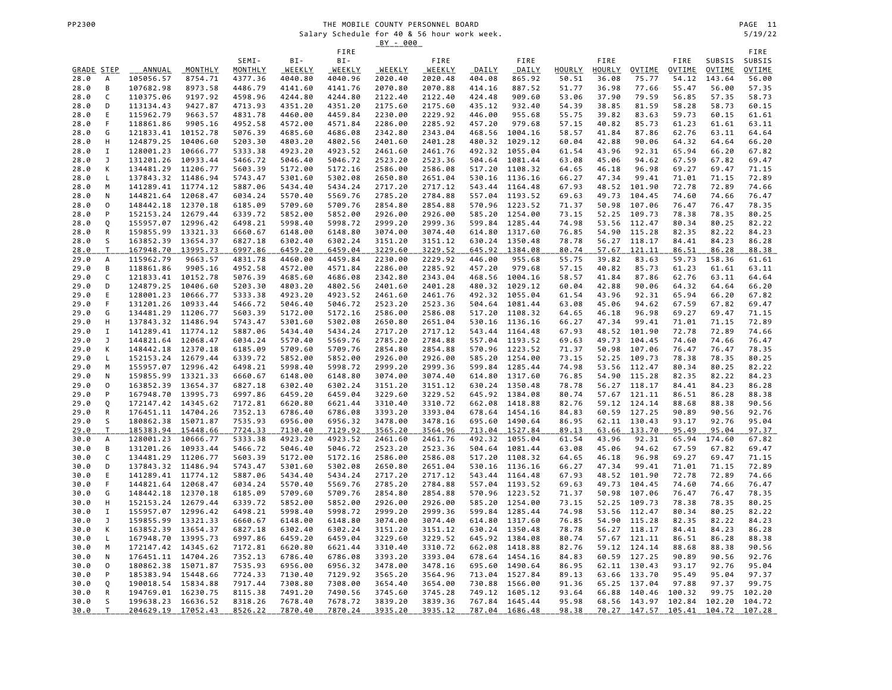THE MOBILE COUNTY PERSONNEL BOARD

Salary Schedule for 40 & 56 hour work week.

BY - 000

| GRADE | STEP | ANNUAL | MONTHLY | SEMI-MONTHLY | BI-WEEKLY | FIRE BI-WEEKLY | WEEKLY | FIRE WEEKLY | DAILY | FIRE DAILY | HOURLY | FIRE HOURLY | OVTIME | FIRE OVTIME | SUBSIS OVTIME | FIRE SUBSIS OVTIME |
|---|---|---|---|---|---|---|---|---|---|---|---|---|---|---|---|---|
| 28.0 | A | 105056.57 | 8754.71 | 4377.36 | 4040.80 | 4040.96 | 2020.40 | 2020.48 | 404.08 | 865.92 | 50.51 | 36.08 | 75.77 | 54.12 | 143.64 | 56.00 |
| 28.0 | B | 107682.98 | 8973.58 | 4486.79 | 4141.60 | 4141.76 | 2070.80 | 2070.88 | 414.16 | 887.52 | 51.77 | 36.98 | 77.66 | 55.47 | 56.00 | 57.35 |
| 28.0 | C | 110375.06 | 9197.92 | 4598.96 | 4244.80 | 4244.80 | 2122.40 | 2122.40 | 424.48 | 909.60 | 53.06 | 37.90 | 79.59 | 56.85 | 57.35 | 58.73 |
| 28.0 | D | 113134.43 | 9427.87 | 4713.93 | 4351.20 | 4351.20 | 2175.60 | 2175.60 | 435.12 | 932.40 | 54.39 | 38.85 | 81.59 | 58.28 | 58.73 | 60.15 |
| 28.0 | E | 115962.79 | 9663.57 | 4831.78 | 4460.00 | 4459.84 | 2230.00 | 2229.92 | 446.00 | 955.68 | 55.75 | 39.82 | 83.63 | 59.73 | 60.15 | 61.61 |
| 28.0 | F | 118861.86 | 9905.16 | 4952.58 | 4572.00 | 4571.84 | 2286.00 | 2285.92 | 457.20 | 979.68 | 57.15 | 40.82 | 85.73 | 61.23 | 61.61 | 63.11 |
| 28.0 | G | 121833.41 | 10152.78 | 5076.39 | 4685.60 | 4686.08 | 2342.80 | 2343.04 | 468.56 | 1004.16 | 58.57 | 41.84 | 87.86 | 62.76 | 63.11 | 64.64 |
| 28.0 | H | 124879.25 | 10406.60 | 5203.30 | 4803.20 | 4802.56 | 2401.60 | 2401.28 | 480.32 | 1029.12 | 60.04 | 42.88 | 90.06 | 64.32 | 64.64 | 66.20 |
| 28.0 | I | 128001.23 | 10666.77 | 5333.38 | 4923.20 | 4923.52 | 2461.60 | 2461.76 | 492.32 | 1055.04 | 61.54 | 43.96 | 92.31 | 65.94 | 66.20 | 67.82 |
| 28.0 | J | 131201.26 | 10933.44 | 5466.72 | 5046.40 | 5046.72 | 2523.20 | 2523.36 | 504.64 | 1081.44 | 63.08 | 45.06 | 94.62 | 67.59 | 67.82 | 69.47 |
| 28.0 | K | 134481.29 | 11206.77 | 5603.39 | 5172.00 | 5172.16 | 2586.00 | 2586.08 | 517.20 | 1108.32 | 64.65 | 46.18 | 96.98 | 69.27 | 69.47 | 71.15 |
| 28.0 | L | 137843.32 | 11486.94 | 5743.47 | 5301.60 | 5302.08 | 2650.80 | 2651.04 | 530.16 | 1136.16 | 66.27 | 47.34 | 99.41 | 71.01 | 71.15 | 72.89 |
| 28.0 | M | 141289.41 | 11774.12 | 5887.06 | 5434.40 | 5434.24 | 2717.20 | 2717.12 | 543.44 | 1164.48 | 67.93 | 48.52 | 101.90 | 72.78 | 72.89 | 74.66 |
| 28.0 | N | 144821.64 | 12068.47 | 6034.24 | 5570.40 | 5569.76 | 2785.20 | 2784.88 | 557.04 | 1193.52 | 69.63 | 49.73 | 104.45 | 74.60 | 74.66 | 76.47 |
| 28.0 | O | 148442.18 | 12370.18 | 6185.09 | 5709.60 | 5709.76 | 2854.80 | 2854.88 | 570.96 | 1223.52 | 71.37 | 50.98 | 107.06 | 76.47 | 76.47 | 78.35 |
| 28.0 | P | 152153.24 | 12679.44 | 6339.72 | 5852.00 | 5852.00 | 2926.00 | 2926.00 | 585.20 | 1254.00 | 73.15 | 52.25 | 109.73 | 78.38 | 78.35 | 80.25 |
| 28.0 | Q | 155957.07 | 12996.42 | 6498.21 | 5998.40 | 5998.72 | 2999.20 | 2999.36 | 599.84 | 1285.44 | 74.98 | 53.56 | 112.47 | 80.34 | 80.25 | 82.22 |
| 28.0 | R | 159855.99 | 13321.33 | 6660.67 | 6148.00 | 6148.80 | 3074.00 | 3074.40 | 614.80 | 1317.60 | 76.85 | 54.90 | 115.28 | 82.35 | 82.22 | 84.23 |
| 28.0 | S | 163852.39 | 13654.37 | 6827.18 | 6302.40 | 6302.24 | 3151.20 | 3151.12 | 630.24 | 1350.48 | 78.78 | 56.27 | 118.17 | 84.41 | 84.23 | 86.28 |
| 28.0 | T | 167948.70 | 13995.73 | 6997.86 | 6459.20 | 6459.04 | 3229.60 | 3229.52 | 645.92 | 1384.08 | 80.74 | 57.67 | 121.11 | 86.51 | 86.28 | 88.38 |
| 29.0 | A | 115962.79 | 9663.57 | 4831.78 | 4460.00 | 4459.84 | 2230.00 | 2229.92 | 446.00 | 955.68 | 55.75 | 39.82 | 83.63 | 59.73 | 158.36 | 61.61 |
| 29.0 | B | 118861.86 | 9905.16 | 4952.58 | 4572.00 | 4571.84 | 2286.00 | 2285.92 | 457.20 | 979.68 | 57.15 | 40.82 | 85.73 | 61.23 | 61.61 | 63.11 |
| 29.0 | C | 121833.41 | 10152.78 | 5076.39 | 4685.60 | 4686.08 | 2342.80 | 2343.04 | 468.56 | 1004.16 | 58.57 | 41.84 | 87.86 | 62.76 | 63.11 | 64.64 |
| 29.0 | D | 124879.25 | 10406.60 | 5203.30 | 4803.20 | 4802.56 | 2401.60 | 2401.28 | 480.32 | 1029.12 | 60.04 | 42.88 | 90.06 | 64.32 | 64.64 | 66.20 |
| 29.0 | E | 128001.23 | 10666.77 | 5333.38 | 4923.20 | 4923.52 | 2461.60 | 2461.76 | 492.32 | 1055.04 | 61.54 | 43.96 | 92.31 | 65.94 | 66.20 | 67.82 |
| 29.0 | F | 131201.26 | 10933.44 | 5466.72 | 5046.40 | 5046.72 | 2523.20 | 2523.36 | 504.64 | 1081.44 | 63.08 | 45.06 | 94.62 | 67.59 | 67.82 | 69.47 |
| 29.0 | G | 134481.29 | 11206.77 | 5603.39 | 5172.00 | 5172.16 | 2586.00 | 2586.08 | 517.20 | 1108.32 | 64.65 | 46.18 | 96.98 | 69.27 | 69.47 | 71.15 |
| 29.0 | H | 137843.32 | 11486.94 | 5743.47 | 5301.60 | 5302.08 | 2650.80 | 2651.04 | 530.16 | 1136.16 | 66.27 | 47.34 | 99.41 | 71.01 | 71.15 | 72.89 |
| 29.0 | I | 141289.41 | 11774.12 | 5887.06 | 5434.40 | 5434.24 | 2717.20 | 2717.12 | 543.44 | 1164.48 | 67.93 | 48.52 | 101.90 | 72.78 | 72.89 | 74.66 |
| 29.0 | J | 144821.64 | 12068.47 | 6034.24 | 5570.40 | 5569.76 | 2785.20 | 2784.88 | 557.04 | 1193.52 | 69.63 | 49.73 | 104.45 | 74.60 | 74.66 | 76.47 |
| 29.0 | K | 148442.18 | 12370.18 | 6185.09 | 5709.60 | 5709.76 | 2854.80 | 2854.88 | 570.96 | 1223.52 | 71.37 | 50.98 | 107.06 | 76.47 | 76.47 | 78.35 |
| 29.0 | L | 152153.24 | 12679.44 | 6339.72 | 5852.00 | 5852.00 | 2926.00 | 2926.00 | 585.20 | 1254.00 | 73.15 | 52.25 | 109.73 | 78.38 | 78.35 | 80.25 |
| 29.0 | M | 155957.07 | 12996.42 | 6498.21 | 5998.40 | 5998.72 | 2999.20 | 2999.36 | 599.84 | 1285.44 | 74.98 | 53.56 | 112.47 | 80.34 | 80.25 | 82.22 |
| 29.0 | N | 159855.99 | 13321.33 | 6660.67 | 6148.00 | 6148.80 | 3074.00 | 3074.40 | 614.80 | 1317.60 | 76.85 | 54.90 | 115.28 | 82.35 | 82.22 | 84.23 |
| 29.0 | O | 163852.39 | 13654.37 | 6827.18 | 6302.40 | 6302.24 | 3151.20 | 3151.12 | 630.24 | 1350.48 | 78.78 | 56.27 | 118.17 | 84.41 | 84.23 | 86.28 |
| 29.0 | P | 167948.70 | 13995.73 | 6997.86 | 6459.20 | 6459.04 | 3229.60 | 3229.52 | 645.92 | 1384.08 | 80.74 | 57.67 | 121.11 | 86.51 | 86.28 | 88.38 |
| 29.0 | Q | 172147.42 | 14345.62 | 7172.81 | 6620.80 | 6621.44 | 3310.40 | 3310.72 | 662.08 | 1418.88 | 82.76 | 59.12 | 124.14 | 88.68 | 88.38 | 90.56 |
| 29.0 | R | 176451.11 | 14704.26 | 7352.13 | 6786.40 | 6786.08 | 3393.20 | 3393.04 | 678.64 | 1454.16 | 84.83 | 60.59 | 127.25 | 90.89 | 90.56 | 92.76 |
| 29.0 | S | 180862.38 | 15071.87 | 7535.93 | 6956.00 | 6956.32 | 3478.00 | 3478.16 | 695.60 | 1490.64 | 86.95 | 62.11 | 130.43 | 93.17 | 92.76 | 95.04 |
| 29.0 | T | 185383.94 | 15448.66 | 7724.33 | 7130.40 | 7129.92 | 3565.20 | 3564.96 | 713.04 | 1527.84 | 89.13 | 63.66 | 133.70 | 95.49 | 95.04 | 97.37 |
| 30.0 | A | 128001.23 | 10666.77 | 5333.38 | 4923.20 | 4923.52 | 2461.60 | 2461.76 | 492.32 | 1055.04 | 61.54 | 43.96 | 92.31 | 65.94 | 174.60 | 67.82 |
| 30.0 | B | 131201.26 | 10933.44 | 5466.72 | 5046.40 | 5046.72 | 2523.20 | 2523.36 | 504.64 | 1081.44 | 63.08 | 45.06 | 94.62 | 67.59 | 67.82 | 69.47 |
| 30.0 | C | 134481.29 | 11206.77 | 5603.39 | 5172.00 | 5172.16 | 2586.00 | 2586.08 | 517.20 | 1108.32 | 64.65 | 46.18 | 96.98 | 69.27 | 69.47 | 71.15 |
| 30.0 | D | 137843.32 | 11486.94 | 5743.47 | 5301.60 | 5302.08 | 2650.80 | 2651.04 | 530.16 | 1136.16 | 66.27 | 47.34 | 99.41 | 71.01 | 71.15 | 72.89 |
| 30.0 | E | 141289.41 | 11774.12 | 5887.06 | 5434.40 | 5434.24 | 2717.20 | 2717.12 | 543.44 | 1164.48 | 67.93 | 48.52 | 101.90 | 72.78 | 72.89 | 74.66 |
| 30.0 | F | 144821.64 | 12068.47 | 6034.24 | 5570.40 | 5569.76 | 2785.20 | 2784.88 | 557.04 | 1193.52 | 69.63 | 49.73 | 104.45 | 74.60 | 74.66 | 76.47 |
| 30.0 | G | 148442.18 | 12370.18 | 6185.09 | 5709.60 | 5709.76 | 2854.80 | 2854.88 | 570.96 | 1223.52 | 71.37 | 50.98 | 107.06 | 76.47 | 76.47 | 78.35 |
| 30.0 | H | 152153.24 | 12679.44 | 6339.72 | 5852.00 | 5852.00 | 2926.00 | 2926.00 | 585.20 | 1254.00 | 73.15 | 52.25 | 109.73 | 78.38 | 78.35 | 80.25 |
| 30.0 | I | 155957.07 | 12996.42 | 6498.21 | 5998.40 | 5998.72 | 2999.20 | 2999.36 | 599.84 | 1285.44 | 74.98 | 53.56 | 112.47 | 80.34 | 80.25 | 82.22 |
| 30.0 | J | 159855.99 | 13321.33 | 6660.67 | 6148.00 | 6148.80 | 3074.00 | 3074.40 | 614.80 | 1317.60 | 76.85 | 54.90 | 115.28 | 82.35 | 82.22 | 84.23 |
| 30.0 | K | 163852.39 | 13654.37 | 6827.18 | 6302.40 | 6302.24 | 3151.20 | 3151.12 | 630.24 | 1350.48 | 78.78 | 56.27 | 118.17 | 84.41 | 84.23 | 86.28 |
| 30.0 | L | 167948.70 | 13995.73 | 6997.86 | 6459.20 | 6459.04 | 3229.60 | 3229.52 | 645.92 | 1384.08 | 80.74 | 57.67 | 121.11 | 86.51 | 86.28 | 88.38 |
| 30.0 | M | 172147.42 | 14345.62 | 7172.81 | 6620.80 | 6621.44 | 3310.40 | 3310.72 | 662.08 | 1418.88 | 82.76 | 59.12 | 124.14 | 88.68 | 88.38 | 90.56 |
| 30.0 | N | 176451.11 | 14704.26 | 7352.13 | 6786.40 | 6786.08 | 3393.20 | 3393.04 | 678.64 | 1454.16 | 84.83 | 60.59 | 127.25 | 90.89 | 90.56 | 92.76 |
| 30.0 | O | 180862.38 | 15071.87 | 7535.93 | 6956.00 | 6956.32 | 3478.00 | 3478.16 | 695.60 | 1490.64 | 86.95 | 62.11 | 130.43 | 93.17 | 92.76 | 95.04 |
| 30.0 | P | 185383.94 | 15448.66 | 7724.33 | 7130.40 | 7129.92 | 3565.20 | 3564.96 | 713.04 | 1527.84 | 89.13 | 63.66 | 133.70 | 95.49 | 95.04 | 97.37 |
| 30.0 | Q | 190018.54 | 15834.88 | 7917.44 | 7308.80 | 7308.00 | 3654.40 | 3654.00 | 730.88 | 1566.00 | 91.36 | 65.25 | 137.04 | 97.88 | 97.37 | 99.75 |
| 30.0 | R | 194769.01 | 16230.75 | 8115.38 | 7491.20 | 7490.56 | 3745.60 | 3745.28 | 749.12 | 1605.12 | 93.64 | 66.88 | 140.46 | 100.32 | 99.75 | 102.20 |
| 30.0 | S | 199638.23 | 16636.52 | 8318.26 | 7678.40 | 7678.72 | 3839.20 | 3839.36 | 767.84 | 1645.44 | 95.98 | 68.56 | 143.97 | 102.84 | 102.20 | 104.72 |
| 30.0 | T | 204629.19 | 17052.43 | 8526.22 | 7870.40 | 7870.24 | 3935.20 | 3935.12 | 787.04 | 1686.48 | 98.38 | 70.27 | 147.57 | 105.41 | 104.72 | 107.28 |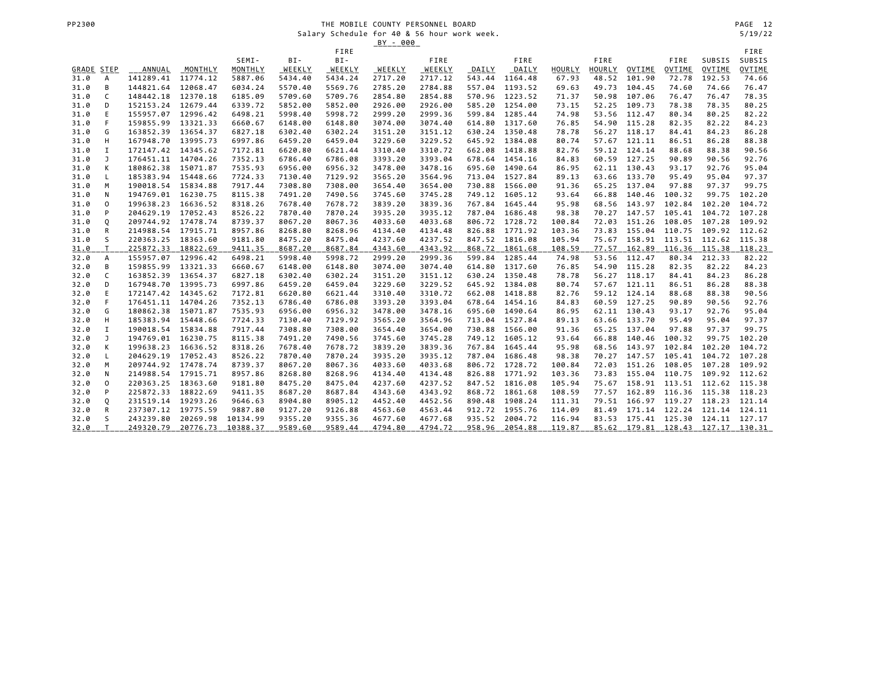THE MOBILE COUNTY PERSONNEL BOARD

Salary Schedule for 40 & 56 hour work week.

BY - 000

| GRADE | STEP | ANNUAL | MONTHLY | SEMI-MONTHLY | BI-WEEKLY | FIRE BI-WEEKLY | WEEKLY | FIRE WEEKLY | DAILY | FIRE DAILY | HOURLY | FIRE HOURLY | OVTIME | FIRE OVTIME | SUBSIS OVTIME | FIRE SUBSIS OVTIME |
|---|---|---|---|---|---|---|---|---|---|---|---|---|---|---|---|---|
| 31.0 | A | 141289.41 | 11774.12 | 5887.06 | 5434.40 | 5434.24 | 2717.20 | 2717.12 | 543.44 | 1164.48 | 67.93 | 48.52 | 101.90 | 72.78 | 192.53 | 74.66 |
| 31.0 | B | 144821.64 | 12068.47 | 6034.24 | 5570.40 | 5569.76 | 2785.20 | 2784.88 | 557.04 | 1193.52 | 69.63 | 49.73 | 104.45 | 74.60 | 74.66 | 76.47 |
| 31.0 | C | 148442.18 | 12370.18 | 6185.09 | 5709.60 | 5709.76 | 2854.80 | 2854.88 | 570.96 | 1223.52 | 71.37 | 50.98 | 107.06 | 76.47 | 76.47 | 78.35 |
| 31.0 | D | 152153.24 | 12679.44 | 6339.72 | 5852.00 | 5852.00 | 2926.00 | 2926.00 | 585.20 | 1254.00 | 73.15 | 52.25 | 109.73 | 78.38 | 78.35 | 80.25 |
| 31.0 | E | 155957.07 | 12996.42 | 6498.21 | 5998.40 | 5998.72 | 2999.20 | 2999.36 | 599.84 | 1285.44 | 74.98 | 53.56 | 112.47 | 80.34 | 80.25 | 82.22 |
| 31.0 | F | 159855.99 | 13321.33 | 6660.67 | 6148.00 | 6148.80 | 3074.00 | 3074.40 | 614.80 | 1317.60 | 76.85 | 54.90 | 115.28 | 82.35 | 82.22 | 84.23 |
| 31.0 | G | 163852.39 | 13654.37 | 6827.18 | 6302.40 | 6302.24 | 3151.20 | 3151.12 | 630.24 | 1350.48 | 78.78 | 56.27 | 118.17 | 84.41 | 84.23 | 86.28 |
| 31.0 | H | 167948.70 | 13995.73 | 6997.86 | 6459.20 | 6459.04 | 3229.60 | 3229.52 | 645.92 | 1384.08 | 80.74 | 57.67 | 121.11 | 86.51 | 86.28 | 88.38 |
| 31.0 | I | 172147.42 | 14345.62 | 7172.81 | 6620.80 | 6621.44 | 3310.40 | 3310.72 | 662.08 | 1418.88 | 82.76 | 59.12 | 124.14 | 88.68 | 88.38 | 90.56 |
| 31.0 | J | 176451.11 | 14704.26 | 7352.13 | 6786.40 | 6786.08 | 3393.20 | 3393.04 | 678.64 | 1454.16 | 84.83 | 60.59 | 127.25 | 90.89 | 90.56 | 92.76 |
| 31.0 | K | 180862.38 | 15071.87 | 7535.93 | 6956.00 | 6956.32 | 3478.00 | 3478.16 | 695.60 | 1490.64 | 86.95 | 62.11 | 130.43 | 93.17 | 92.76 | 95.04 |
| 31.0 | L | 185383.94 | 15448.66 | 7724.33 | 7130.40 | 7129.92 | 3565.20 | 3564.96 | 713.04 | 1527.84 | 89.13 | 63.66 | 133.70 | 95.49 | 95.04 | 97.37 |
| 31.0 | M | 190018.54 | 15834.88 | 7917.44 | 7308.80 | 7308.00 | 3654.40 | 3654.00 | 730.88 | 1566.00 | 91.36 | 65.25 | 137.04 | 97.88 | 97.37 | 99.75 |
| 31.0 | N | 194769.01 | 16230.75 | 8115.38 | 7491.20 | 7490.56 | 3745.60 | 3745.28 | 749.12 | 1605.12 | 93.64 | 66.88 | 140.46 | 100.32 | 99.75 | 102.20 |
| 31.0 | O | 199638.23 | 16636.52 | 8318.26 | 7678.40 | 7678.72 | 3839.20 | 3839.36 | 767.84 | 1645.44 | 95.98 | 68.56 | 143.97 | 102.84 | 102.20 | 104.72 |
| 31.0 | P | 204629.19 | 17052.43 | 8526.22 | 7870.40 | 7870.24 | 3935.20 | 3935.12 | 787.04 | 1686.48 | 98.38 | 70.27 | 147.57 | 105.41 | 104.72 | 107.28 |
| 31.0 | Q | 209744.92 | 17478.74 | 8739.37 | 8067.20 | 8067.36 | 4033.60 | 4033.68 | 806.72 | 1728.72 | 100.84 | 72.03 | 151.26 | 108.05 | 107.28 | 109.92 |
| 31.0 | R | 214988.54 | 17915.71 | 8957.86 | 8268.80 | 8268.96 | 4134.40 | 4134.48 | 826.88 | 1771.92 | 103.36 | 73.83 | 155.04 | 110.75 | 109.92 | 112.62 |
| 31.0 | S | 220363.25 | 18363.60 | 9181.80 | 8475.20 | 8475.04 | 4237.60 | 4237.52 | 847.52 | 1816.08 | 105.94 | 75.67 | 158.91 | 113.51 | 112.62 | 115.38 |
| 31.0 | T | 225872.33 | 18822.69 | 9411.35 | 8687.20 | 8687.84 | 4343.60 | 4343.92 | 868.72 | 1861.68 | 108.59 | 77.57 | 162.89 | 116.36 | 115.38 | 118.23 |
| 32.0 | A | 155957.07 | 12996.42 | 6498.21 | 5998.40 | 5998.72 | 2999.20 | 2999.36 | 599.84 | 1285.44 | 74.98 | 53.56 | 112.47 | 80.34 | 212.33 | 82.22 |
| 32.0 | B | 159855.99 | 13321.33 | 6660.67 | 6148.00 | 6148.80 | 3074.00 | 3074.40 | 614.80 | 1317.60 | 76.85 | 54.90 | 115.28 | 82.35 | 82.22 | 84.23 |
| 32.0 | C | 163852.39 | 13654.37 | 6827.18 | 6302.40 | 6302.24 | 3151.20 | 3151.12 | 630.24 | 1350.48 | 78.78 | 56.27 | 118.17 | 84.41 | 84.23 | 86.28 |
| 32.0 | D | 167948.70 | 13995.73 | 6997.86 | 6459.20 | 6459.04 | 3229.60 | 3229.52 | 645.92 | 1384.08 | 80.74 | 57.67 | 121.11 | 86.51 | 86.28 | 88.38 |
| 32.0 | E | 172147.42 | 14345.62 | 7172.81 | 6620.80 | 6621.44 | 3310.40 | 3310.72 | 662.08 | 1418.88 | 82.76 | 59.12 | 124.14 | 88.68 | 88.38 | 90.56 |
| 32.0 | F | 176451.11 | 14704.26 | 7352.13 | 6786.40 | 6786.08 | 3393.20 | 3393.04 | 678.64 | 1454.16 | 84.83 | 60.59 | 127.25 | 90.89 | 90.56 | 92.76 |
| 32.0 | G | 180862.38 | 15071.87 | 7535.93 | 6956.00 | 6956.32 | 3478.00 | 3478.16 | 695.60 | 1490.64 | 86.95 | 62.11 | 130.43 | 93.17 | 92.76 | 95.04 |
| 32.0 | H | 185383.94 | 15448.66 | 7724.33 | 7130.40 | 7129.92 | 3565.20 | 3564.96 | 713.04 | 1527.84 | 89.13 | 63.66 | 133.70 | 95.49 | 95.04 | 97.37 |
| 32.0 | I | 190018.54 | 15834.88 | 7917.44 | 7308.80 | 7308.00 | 3654.40 | 3654.00 | 730.88 | 1566.00 | 91.36 | 65.25 | 137.04 | 97.88 | 97.37 | 99.75 |
| 32.0 | J | 194769.01 | 16230.75 | 8115.38 | 7491.20 | 7490.56 | 3745.60 | 3745.28 | 749.12 | 1605.12 | 93.64 | 66.88 | 140.46 | 100.32 | 99.75 | 102.20 |
| 32.0 | K | 199638.23 | 16636.52 | 8318.26 | 7678.40 | 7678.72 | 3839.20 | 3839.36 | 767.84 | 1645.44 | 95.98 | 68.56 | 143.97 | 102.84 | 102.20 | 104.72 |
| 32.0 | L | 204629.19 | 17052.43 | 8526.22 | 7870.40 | 7870.24 | 3935.20 | 3935.12 | 787.04 | 1686.48 | 98.38 | 70.27 | 147.57 | 105.41 | 104.72 | 107.28 |
| 32.0 | M | 209744.92 | 17478.74 | 8739.37 | 8067.20 | 8067.36 | 4033.60 | 4033.68 | 806.72 | 1728.72 | 100.84 | 72.03 | 151.26 | 108.05 | 107.28 | 109.92 |
| 32.0 | N | 214988.54 | 17915.71 | 8957.86 | 8268.80 | 8268.96 | 4134.40 | 4134.48 | 826.88 | 1771.92 | 103.36 | 73.83 | 155.04 | 110.75 | 109.92 | 112.62 |
| 32.0 | O | 220363.25 | 18363.60 | 9181.80 | 8475.20 | 8475.04 | 4237.60 | 4237.52 | 847.52 | 1816.08 | 105.94 | 75.67 | 158.91 | 113.51 | 112.62 | 115.38 |
| 32.0 | P | 225872.33 | 18822.69 | 9411.35 | 8687.20 | 8687.84 | 4343.60 | 4343.92 | 868.72 | 1861.68 | 108.59 | 77.57 | 162.89 | 116.36 | 115.38 | 118.23 |
| 32.0 | Q | 231519.14 | 19293.26 | 9646.63 | 8904.80 | 8905.12 | 4452.40 | 4452.56 | 890.48 | 1908.24 | 111.31 | 79.51 | 166.97 | 119.27 | 118.23 | 121.14 |
| 32.0 | R | 237307.12 | 19775.59 | 9887.80 | 9127.20 | 9126.88 | 4563.60 | 4563.44 | 912.72 | 1955.76 | 114.09 | 81.49 | 171.14 | 122.24 | 121.14 | 124.11 |
| 32.0 | S | 243239.80 | 20269.98 | 10134.99 | 9355.20 | 9355.36 | 4677.60 | 4677.68 | 935.52 | 2004.72 | 116.94 | 83.53 | 175.41 | 125.30 | 124.11 | 127.17 |
| 32.0 | T | 249320.79 | 20776.73 | 10388.37 | 9589.60 | 9589.44 | 4794.80 | 4794.72 | 958.96 | 2054.88 | 119.87 | 85.62 | 179.81 | 128.43 | 127.17 | 130.31 |